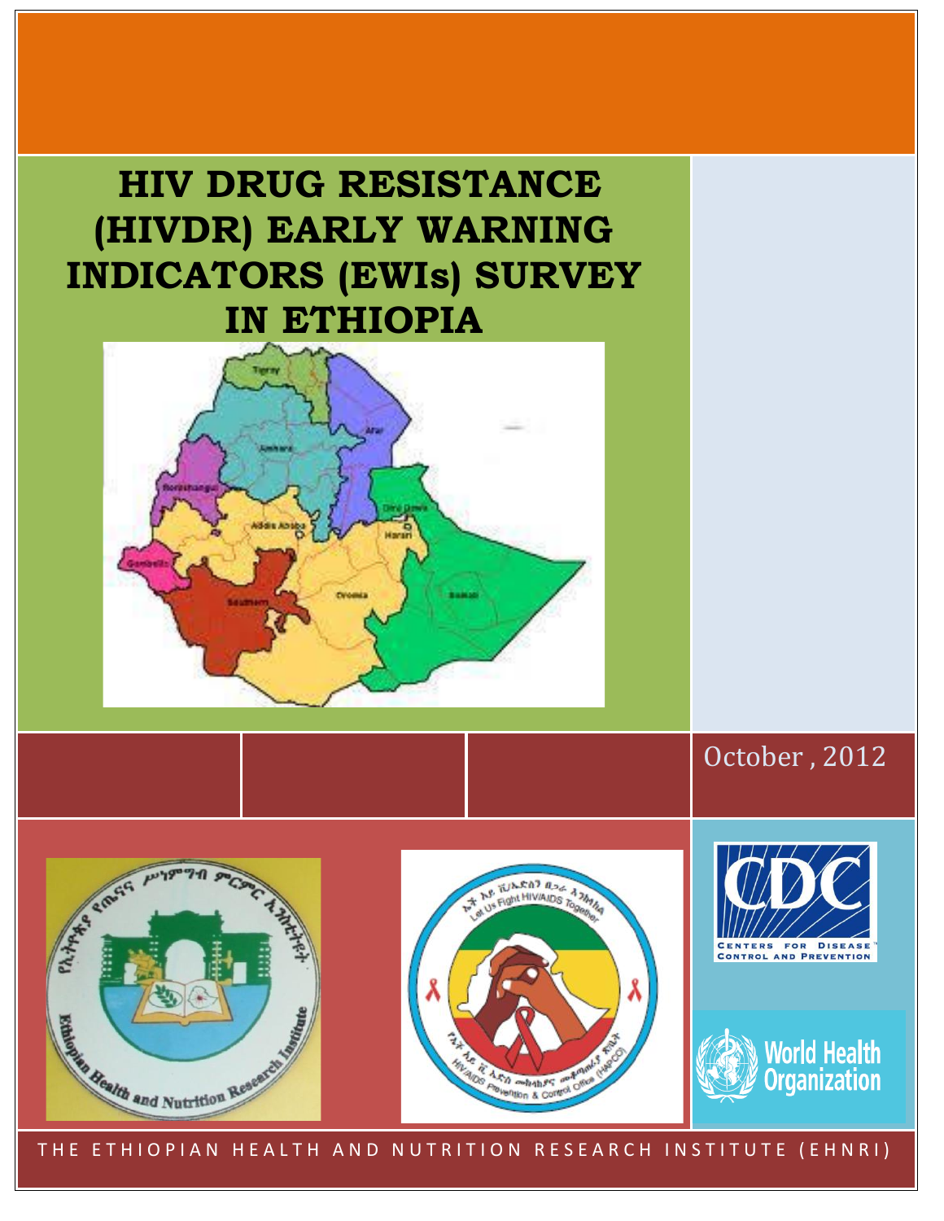# HIV DRUG RESISTANCE (HIVDR) EARLY WARNING INDICATORS (EWIs) SURVEY IN ETHIOPIA

October , 2012

THE ETHIOPIAN HEALTH AND NUTRITION RESEARCH INSTITUTE (EHNRI)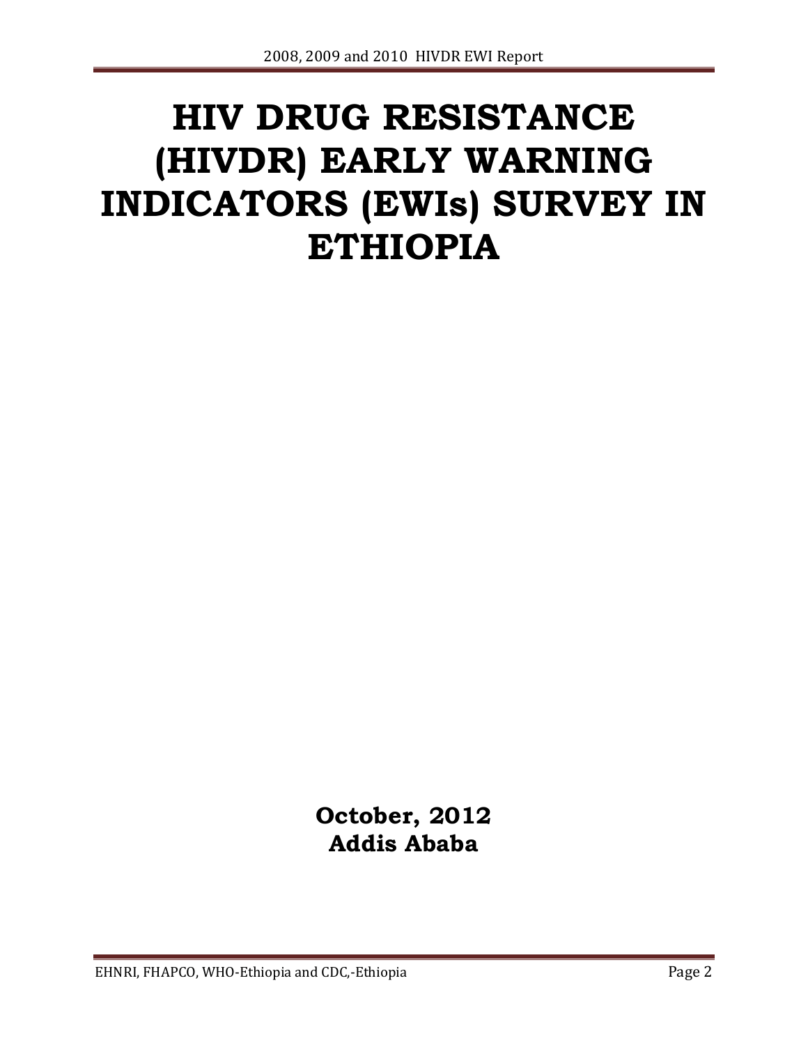# HIV DRUG RESISTANCE (HIVDR) EARLY WARNING INDICATORS (EWIs) SURVEY IN ETHIOPIA

**October, 2012**
**Addis Ababa**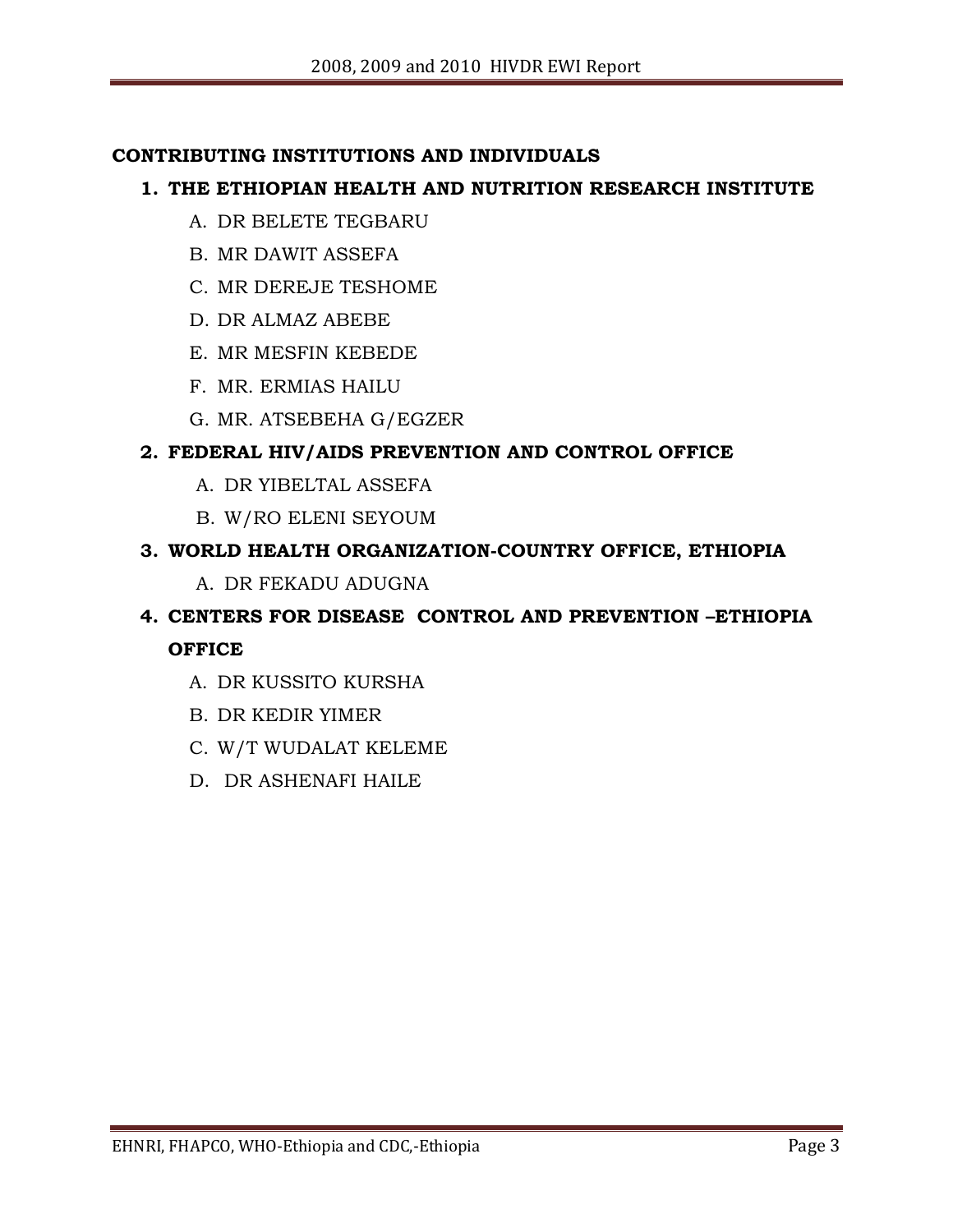## CONTRIBUTING INSTITUTIONS AND INDIVIDUALS

1. **THE ETHIOPIAN HEALTH AND NUTRITION RESEARCH INSTITUTE**
   - A. DR BELETE TEGBARU
   - B. MR DAWIT ASSEFA
   - C. MR DEREJE TESHOME
   - D. DR ALMAZ ABEBE
   - E. MR MESFIN KEBEDE
   - F. MR. ERMIAS HAILU
   - G. MR. ATSEBEHA G/EGZER
2. **FEDERAL HIV/AIDS PREVENTION AND CONTROL OFFICE**
   - A. DR YIBELTAL ASSEFA
   - B. W/RO ELENI SEYOUM
3. **WORLD HEALTH ORGANIZATION-COUNTRY OFFICE, ETHIOPIA**
   - A. DR FEKADU ADUGNA
4. **CENTERS FOR DISEASE CONTROL AND PREVENTION –ETHIOPIA OFFICE**
   - A. DR KUSSITO KURSHA
   - B. DR KEDIR YIMER
   - C. W/T WUDALAT KELEME
   - D. DR ASHENAFI HAILE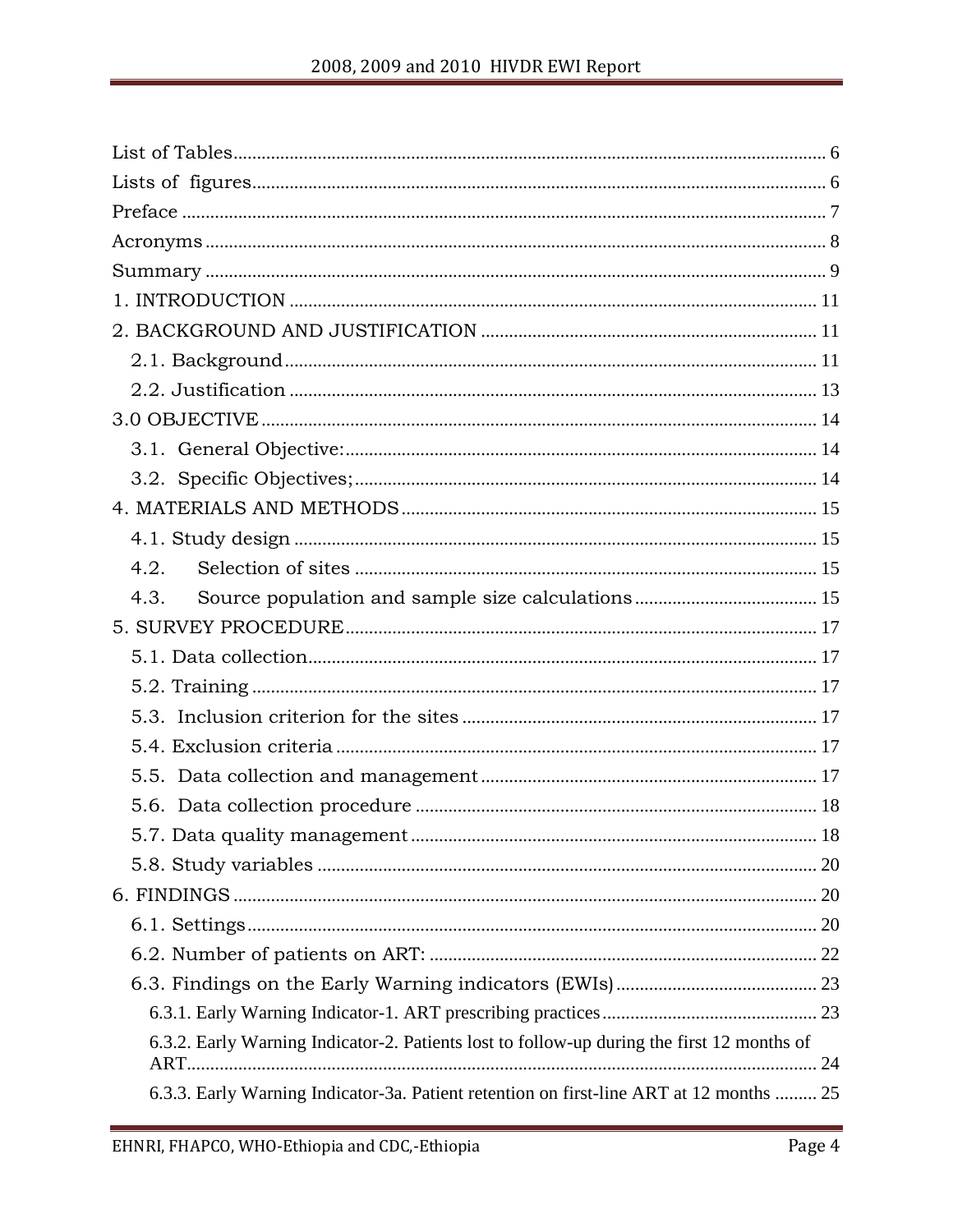List of Tables ........................................................................................................................ 6

Lists of figures ......................................................................................................................... 6

Preface ..................................................................................................................................... 7

Acronyms ................................................................................................................................. 8

Summary .................................................................................................................................. 9

1. INTRODUCTION ................................................................................................................ 11

2. BACKGROUND AND JUSTIFICATION ............................................................................... 11

- 2.1. Background ...................................................................................................................... 11
- 2.2. Justification ..................................................................................................................... 13

3.0 OBJECTIVE ........................................................................................................................ 14

- 3.1. General Objective: ......................................................................................................... 14
- 3.2. Specific Objectives; ....................................................................................................... 14

4. MATERIALS AND METHODS ................................................................................................ 15

- 4.1. Study design .................................................................................................................... 15
- 4.2. Selection of sites ............................................................................................................ 15
- 4.3. Source population and sample size calculations ........................................................ 15

5. SURVEY PROCEDURE ......................................................................................................... 17

- 5.1. Data collection ................................................................................................................ 17
- 5.2. Training ........................................................................................................................... 17
- 5.3. Inclusion criterion for the sites ..................................................................................... 17
- 5.4. Exclusion criteria ............................................................................................................ 17
- 5.5. Data collection and management ................................................................................. 17
- 5.6. Data collection procedure ............................................................................................. 18
- 5.7. Data quality management ............................................................................................. 18
- 5.8. Study variables ............................................................................................................... 20

6. FINDINGS ............................................................................................................................. 20

- 6.1. Settings ............................................................................................................................ 20
- 6.2. Number of patients on ART: .......................................................................................... 22
- 6.3. Findings on the Early Warning indicators (EWIs) ......................................................... 23
  - 6.3.1. Early Warning Indicator-1. ART prescribing practices .............................................. 23
  - 6.3.2. Early Warning Indicator-2. Patients lost to follow-up during the first 12 months of ART ..................................................................................................................................... 24
  - 6.3.3. Early Warning Indicator-3a. Patient retention on first-line ART at 12 months ......... 25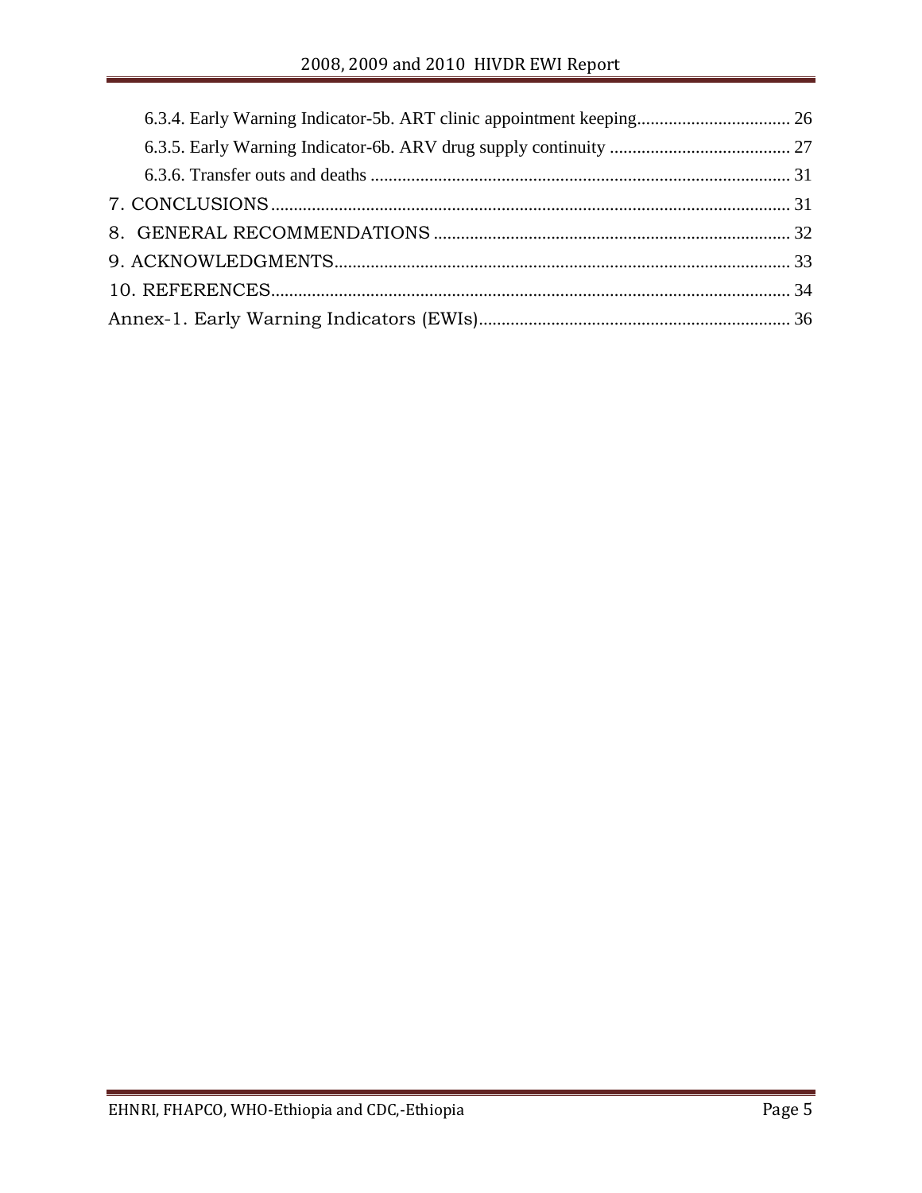6.3.4. Early Warning Indicator-5b. ART clinic appointment keeping.................................. 26

6.3.5. Early Warning Indicator-6b. ARV drug supply continuity ........................................ 27

6.3.6. Transfer outs and deaths ............................................................................................ 31

7. CONCLUSIONS.................................................................................................................. 31

8. GENERAL RECOMMENDATIONS .............................................................................. 32

9. ACKNOWLEDGMENTS.................................................................................................... 33

10. REFERENCES.................................................................................................................. 34

Annex-1. Early Warning Indicators (EWIs).................................................................... 36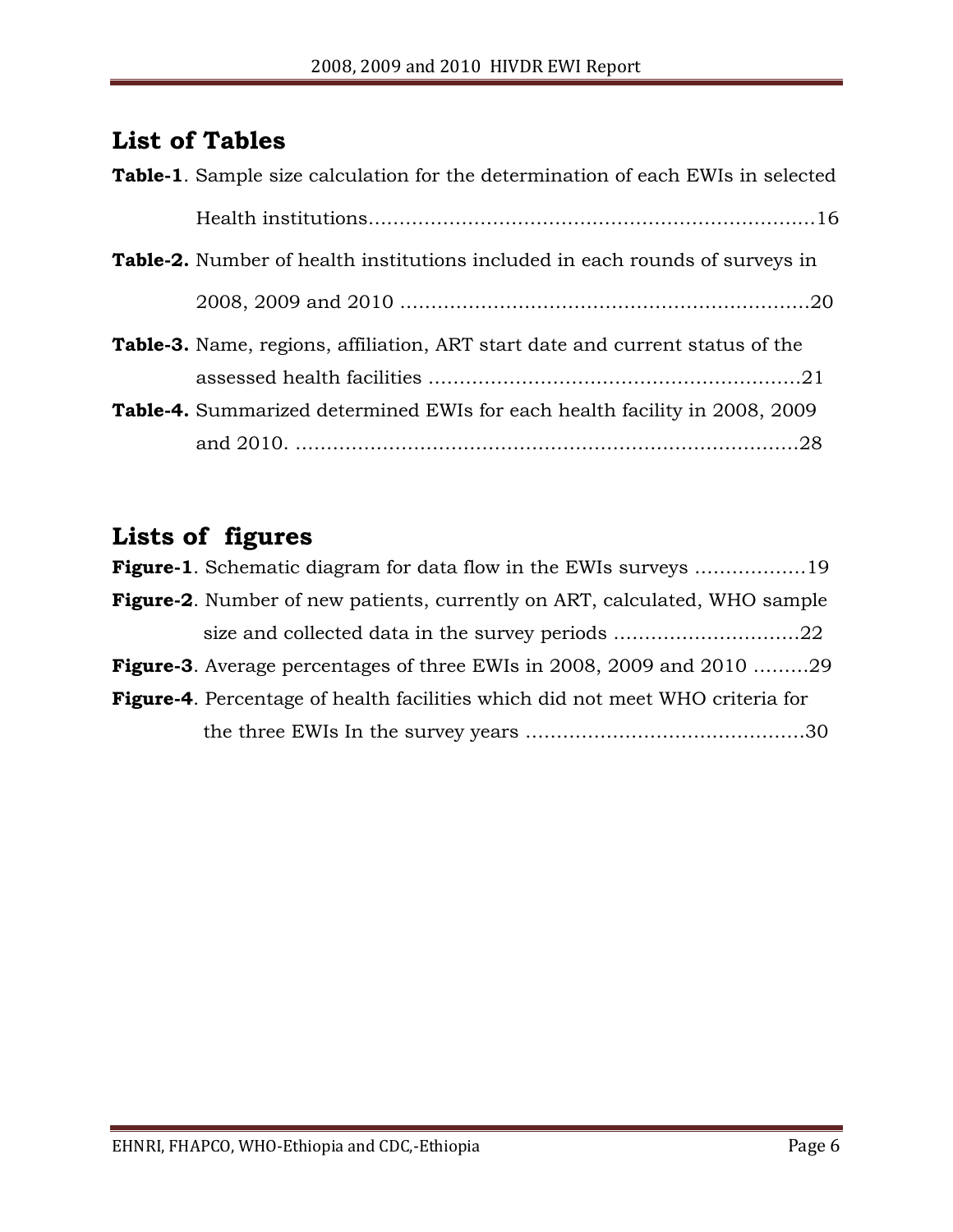## List of Tables

**Table-1**. Sample size calculation for the determination of each EWIs in selected Health institutions……………………………………………………………16

**Table-2.** Number of health institutions included in each rounds of surveys in 2008, 2009 and 2010 …………………………………………………………20

**Table-3.** Name, regions, affiliation, ART start date and current status of the assessed health facilities ……………………………………………………21

**Table-4.** Summarized determined EWIs for each health facility in 2008, 2009 and 2010. …………………………………………………………………………28

## Lists of figures

**Figure-1**. Schematic diagram for data flow in the EWIs surveys ………………19

**Figure-2**. Number of new patients, currently on ART, calculated, WHO sample size and collected data in the survey periods …………………………22

**Figure-3**. Average percentages of three EWIs in 2008, 2009 and 2010 ………29

**Figure-4**. Percentage of health facilities which did not meet WHO criteria for the three EWIs In the survey years ………………………………………30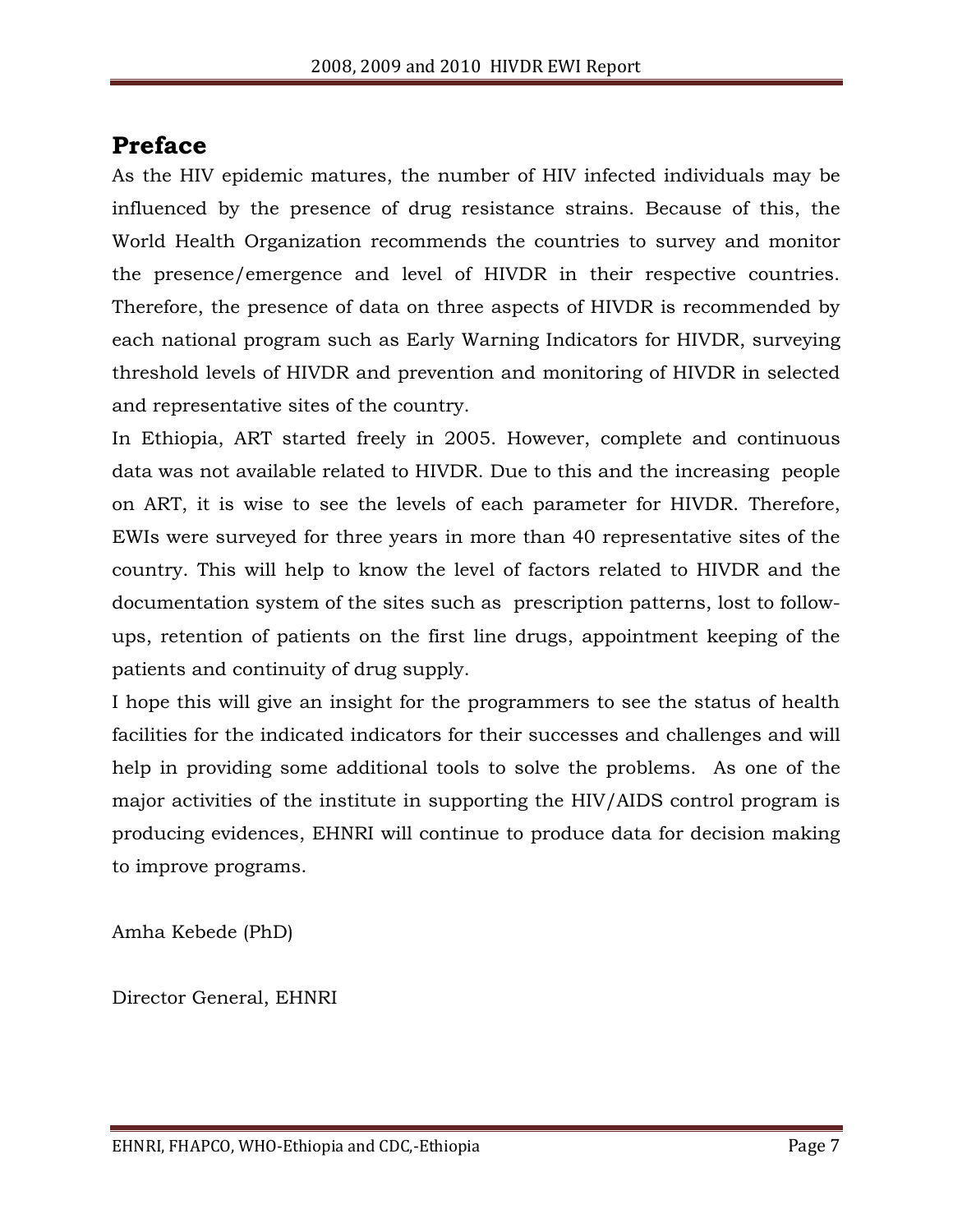# Preface

As the HIV epidemic matures, the number of HIV infected individuals may be influenced by the presence of drug resistance strains. Because of this, the World Health Organization recommends the countries to survey and monitor the presence/emergence and level of HIVDR in their respective countries. Therefore, the presence of data on three aspects of HIVDR is recommended by each national program such as Early Warning Indicators for HIVDR, surveying threshold levels of HIVDR and prevention and monitoring of HIVDR in selected and representative sites of the country.

In Ethiopia, ART started freely in 2005. However, complete and continuous data was not available related to HIVDR. Due to this and the increasing people on ART, it is wise to see the levels of each parameter for HIVDR. Therefore, EWIs were surveyed for three years in more than 40 representative sites of the country. This will help to know the level of factors related to HIVDR and the documentation system of the sites such as prescription patterns, lost to follow-ups, retention of patients on the first line drugs, appointment keeping of the patients and continuity of drug supply.

I hope this will give an insight for the programmers to see the status of health facilities for the indicated indicators for their successes and challenges and will help in providing some additional tools to solve the problems. As one of the major activities of the institute in supporting the HIV/AIDS control program is producing evidences, EHNRI will continue to produce data for decision making to improve programs.

Amha Kebede (PhD)

Director General, EHNRI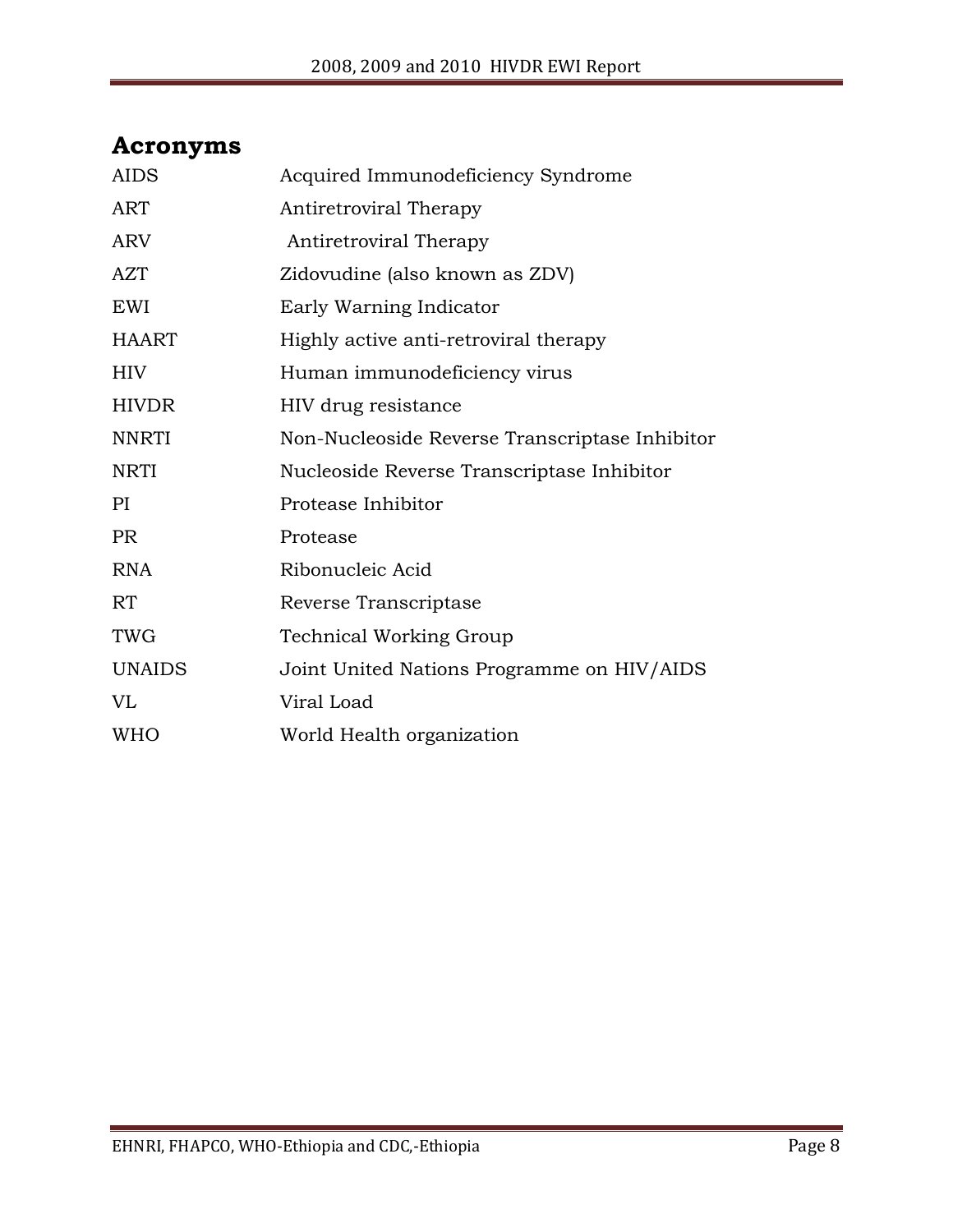## Acronyms

| | |
|---|---|
| AIDS | Acquired Immunodeficiency Syndrome |
| ART | Antiretroviral Therapy |
| ARV | Antiretroviral Therapy |
| AZT | Zidovudine (also known as ZDV) |
| EWI | Early Warning Indicator |
| HAART | Highly active anti-retroviral therapy |
| HIV | Human immunodeficiency virus |
| HIVDR | HIV drug resistance |
| NNRTI | Non-Nucleoside Reverse Transcriptase Inhibitor |
| NRTI | Nucleoside Reverse Transcriptase Inhibitor |
| PI | Protease Inhibitor |
| PR | Protease |
| RNA | Ribonucleic Acid |
| RT | Reverse Transcriptase |
| TWG | Technical Working Group |
| UNAIDS | Joint United Nations Programme on HIV/AIDS |
| VL | Viral Load |
| WHO | World Health organization |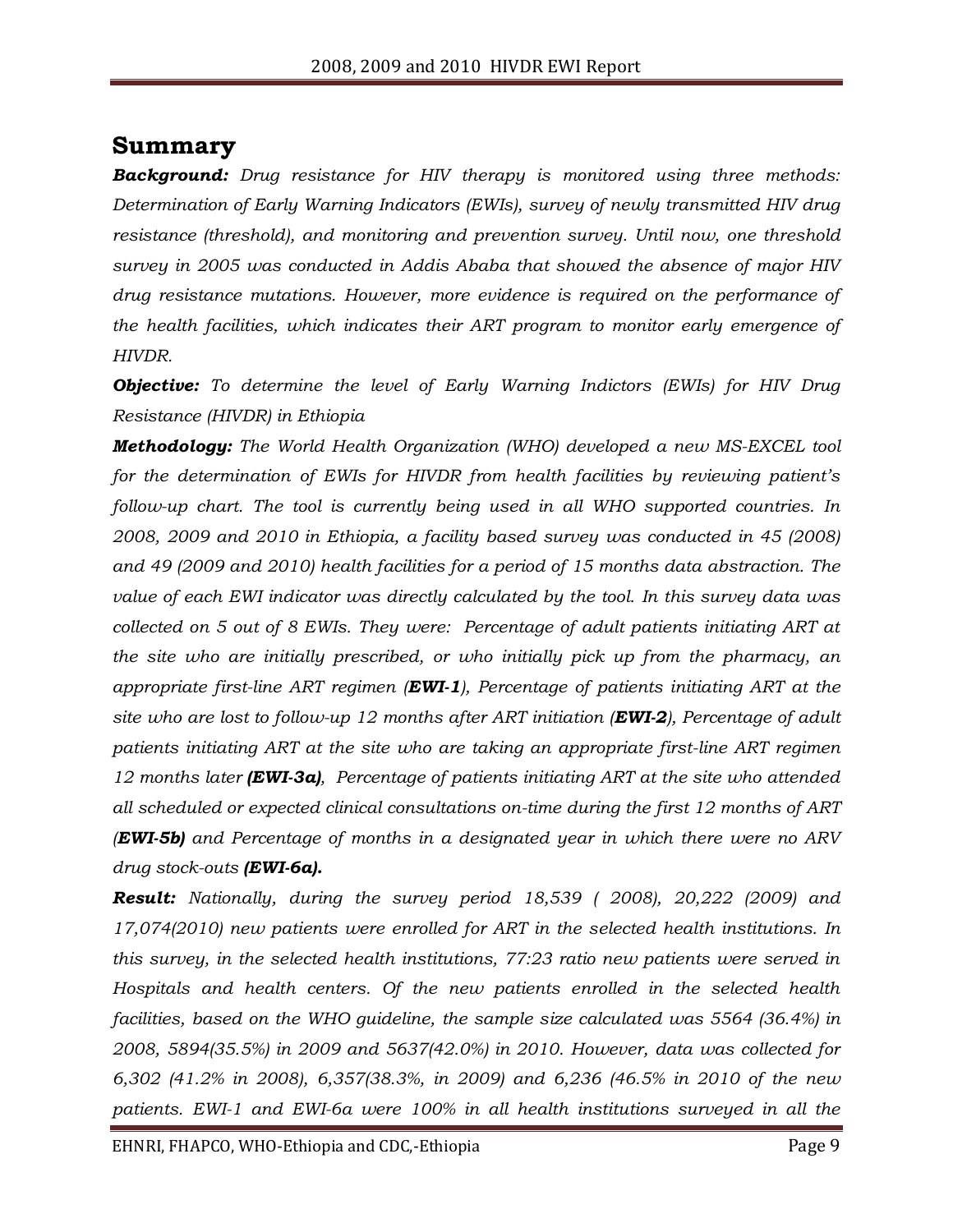# Summary

***Background:*** *Drug resistance for HIV therapy is monitored using three methods: Determination of Early Warning Indicators (EWIs), survey of newly transmitted HIV drug resistance (threshold), and monitoring and prevention survey. Until now, one threshold survey in 2005 was conducted in Addis Ababa that showed the absence of major HIV drug resistance mutations. However, more evidence is required on the performance of the health facilities, which indicates their ART program to monitor early emergence of HIVDR.*

***Objective:*** *To determine the level of Early Warning Indictors (EWIs) for HIV Drug Resistance (HIVDR) in Ethiopia*

***Methodology:*** *The World Health Organization (WHO) developed a new MS-EXCEL tool for the determination of EWIs for HIVDR from health facilities by reviewing patient's follow-up chart. The tool is currently being used in all WHO supported countries. In 2008, 2009 and 2010 in Ethiopia, a facility based survey was conducted in 45 (2008) and 49 (2009 and 2010) health facilities for a period of 15 months data abstraction. The value of each EWI indicator was directly calculated by the tool. In this survey data was collected on 5 out of 8 EWIs. They were: Percentage of adult patients initiating ART at the site who are initially prescribed, or who initially pick up from the pharmacy, an appropriate first-line ART regimen (**EWI-1**), Percentage of patients initiating ART at the site who are lost to follow-up 12 months after ART initiation (**EWI-2**), Percentage of adult patients initiating ART at the site who are taking an appropriate first-line ART regimen 12 months later **(EWI-3a)**, Percentage of patients initiating ART at the site who attended all scheduled or expected clinical consultations on-time during the first 12 months of ART (**EWI-5b)** and Percentage of months in a designated year in which there were no ARV drug stock-outs **(EWI-6a).***

***Result:*** *Nationally, during the survey period 18,539 ( 2008), 20,222 (2009) and 17,074(2010) new patients were enrolled for ART in the selected health institutions. In this survey, in the selected health institutions, 77:23 ratio new patients were served in Hospitals and health centers. Of the new patients enrolled in the selected health facilities, based on the WHO guideline, the sample size calculated was 5564 (36.4%) in 2008, 5894(35.5%) in 2009 and 5637(42.0%) in 2010. However, data was collected for 6,302 (41.2% in 2008), 6,357(38.3%, in 2009) and 6,236 (46.5% in 2010 of the new patients. EWI-1 and EWI-6a were 100% in all health institutions surveyed in all the*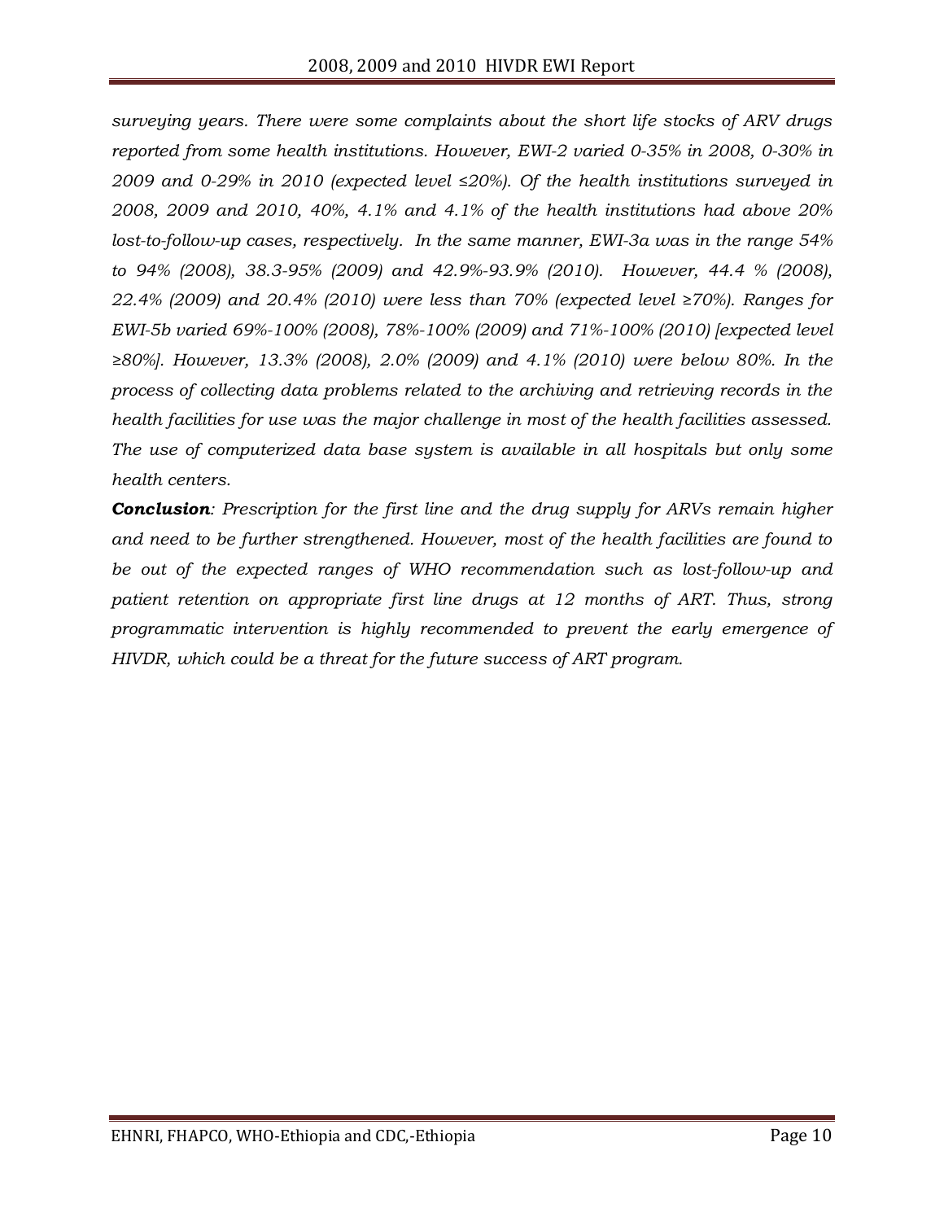*surveying years. There were some complaints about the short life stocks of ARV drugs reported from some health institutions. However, EWI-2 varied 0-35% in 2008, 0-30% in 2009 and 0-29% in 2010 (expected level ≤20%). Of the health institutions surveyed in 2008, 2009 and 2010, 40%, 4.1% and 4.1% of the health institutions had above 20% lost-to-follow-up cases, respectively. In the same manner, EWI-3a was in the range 54% to 94% (2008), 38.3-95% (2009) and 42.9%-93.9% (2010). However, 44.4 % (2008), 22.4% (2009) and 20.4% (2010) were less than 70% (expected level ≥70%). Ranges for EWI-5b varied 69%-100% (2008), 78%-100% (2009) and 71%-100% (2010) [expected level ≥80%]. However, 13.3% (2008), 2.0% (2009) and 4.1% (2010) were below 80%. In the process of collecting data problems related to the archiving and retrieving records in the health facilities for use was the major challenge in most of the health facilities assessed. The use of computerized data base system is available in all hospitals but only some health centers.*

***Conclusion**: Prescription for the first line and the drug supply for ARVs remain higher and need to be further strengthened. However, most of the health facilities are found to be out of the expected ranges of WHO recommendation such as lost-follow-up and patient retention on appropriate first line drugs at 12 months of ART. Thus, strong programmatic intervention is highly recommended to prevent the early emergence of HIVDR, which could be a threat for the future success of ART program.*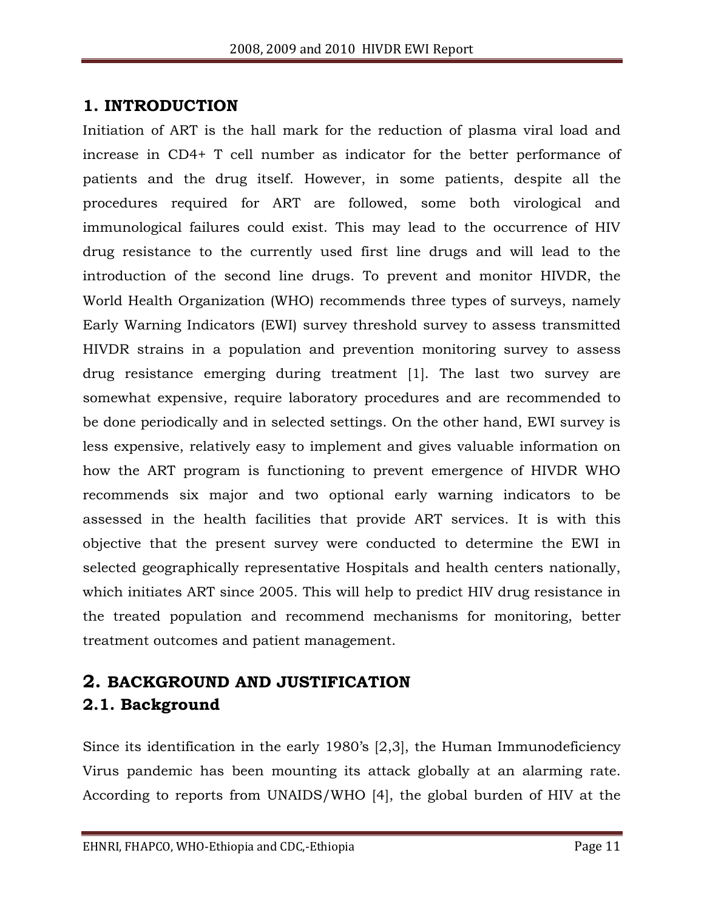# 1. INTRODUCTION

Initiation of ART is the hall mark for the reduction of plasma viral load and increase in CD4+ T cell number as indicator for the better performance of patients and the drug itself. However, in some patients, despite all the procedures required for ART are followed, some both virological and immunological failures could exist. This may lead to the occurrence of HIV drug resistance to the currently used first line drugs and will lead to the introduction of the second line drugs. To prevent and monitor HIVDR, the World Health Organization (WHO) recommends three types of surveys, namely Early Warning Indicators (EWI) survey threshold survey to assess transmitted HIVDR strains in a population and prevention monitoring survey to assess drug resistance emerging during treatment [1]. The last two survey are somewhat expensive, require laboratory procedures and are recommended to be done periodically and in selected settings. On the other hand, EWI survey is less expensive, relatively easy to implement and gives valuable information on how the ART program is functioning to prevent emergence of HIVDR WHO recommends six major and two optional early warning indicators to be assessed in the health facilities that provide ART services. It is with this objective that the present survey were conducted to determine the EWI in selected geographically representative Hospitals and health centers nationally, which initiates ART since 2005. This will help to predict HIV drug resistance in the treated population and recommend mechanisms for monitoring, better treatment outcomes and patient management.

# 2. BACKGROUND AND JUSTIFICATION

## 2.1. Background

Since its identification in the early 1980's [2,3], the Human Immunodeficiency Virus pandemic has been mounting its attack globally at an alarming rate. According to reports from UNAIDS/WHO [4], the global burden of HIV at the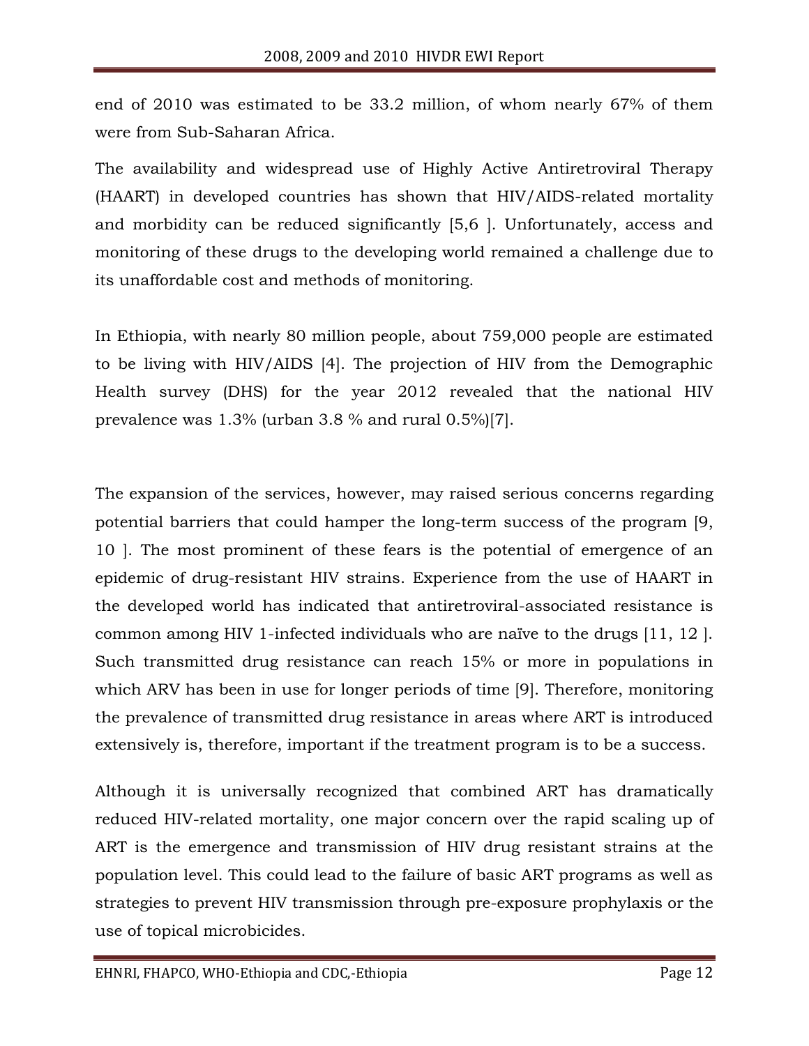end of 2010 was estimated to be 33.2 million, of whom nearly 67% of them were from Sub-Saharan Africa.

The availability and widespread use of Highly Active Antiretroviral Therapy (HAART) in developed countries has shown that HIV/AIDS-related mortality and morbidity can be reduced significantly [5,6 ]. Unfortunately, access and monitoring of these drugs to the developing world remained a challenge due to its unaffordable cost and methods of monitoring.

In Ethiopia, with nearly 80 million people, about 759,000 people are estimated to be living with HIV/AIDS [4]. The projection of HIV from the Demographic Health survey (DHS) for the year 2012 revealed that the national HIV prevalence was 1.3% (urban 3.8 % and rural 0.5%)[7].

The expansion of the services, however, may raised serious concerns regarding potential barriers that could hamper the long-term success of the program [9, 10 ]. The most prominent of these fears is the potential of emergence of an epidemic of drug-resistant HIV strains. Experience from the use of HAART in the developed world has indicated that antiretroviral-associated resistance is common among HIV 1-infected individuals who are naïve to the drugs [11, 12 ]. Such transmitted drug resistance can reach 15% or more in populations in which ARV has been in use for longer periods of time [9]. Therefore, monitoring the prevalence of transmitted drug resistance in areas where ART is introduced extensively is, therefore, important if the treatment program is to be a success.

Although it is universally recognized that combined ART has dramatically reduced HIV-related mortality, one major concern over the rapid scaling up of ART is the emergence and transmission of HIV drug resistant strains at the population level. This could lead to the failure of basic ART programs as well as strategies to prevent HIV transmission through pre-exposure prophylaxis or the use of topical microbicides.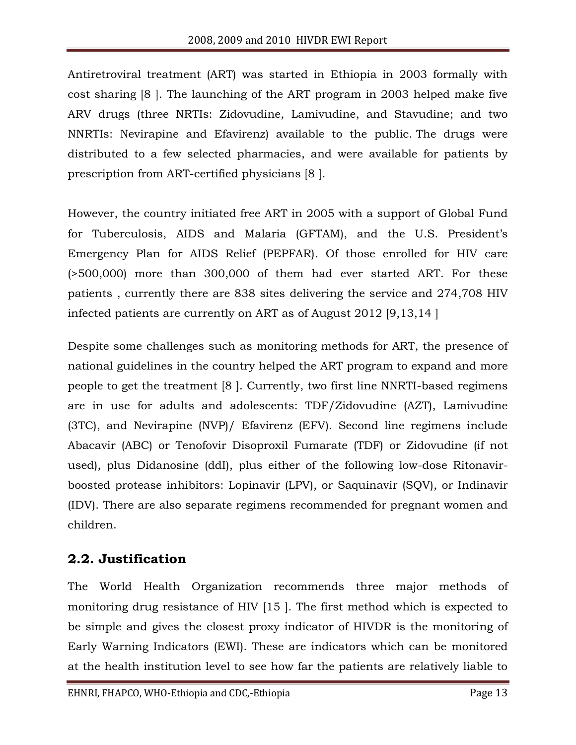Antiretroviral treatment (ART) was started in Ethiopia in 2003 formally with cost sharing [8 ]. The launching of the ART program in 2003 helped make five ARV drugs (three NRTIs: Zidovudine, Lamivudine, and Stavudine; and two NNRTIs: Nevirapine and Efavirenz) available to the public. The drugs were distributed to a few selected pharmacies, and were available for patients by prescription from ART-certified physicians [8 ].

However, the country initiated free ART in 2005 with a support of Global Fund for Tuberculosis, AIDS and Malaria (GFTAM), and the U.S. President's Emergency Plan for AIDS Relief (PEPFAR). Of those enrolled for HIV care (>500,000) more than 300,000 of them had ever started ART. For these patients , currently there are 838 sites delivering the service and 274,708 HIV infected patients are currently on ART as of August 2012 [9,13,14 ]

Despite some challenges such as monitoring methods for ART, the presence of national guidelines in the country helped the ART program to expand and more people to get the treatment [8 ]. Currently, two first line NNRTI-based regimens are in use for adults and adolescents: TDF/Zidovudine (AZT), Lamivudine (3TC), and Nevirapine (NVP)/ Efavirenz (EFV). Second line regimens include Abacavir (ABC) or Tenofovir Disoproxil Fumarate (TDF) or Zidovudine (if not used), plus Didanosine (ddI), plus either of the following low-dose Ritonavir-boosted protease inhibitors: Lopinavir (LPV), or Saquinavir (SQV), or Indinavir (IDV). There are also separate regimens recommended for pregnant women and children.

## 2.2. Justification

The World Health Organization recommends three major methods of monitoring drug resistance of HIV [15 ]. The first method which is expected to be simple and gives the closest proxy indicator of HIVDR is the monitoring of Early Warning Indicators (EWI). These are indicators which can be monitored at the health institution level to see how far the patients are relatively liable to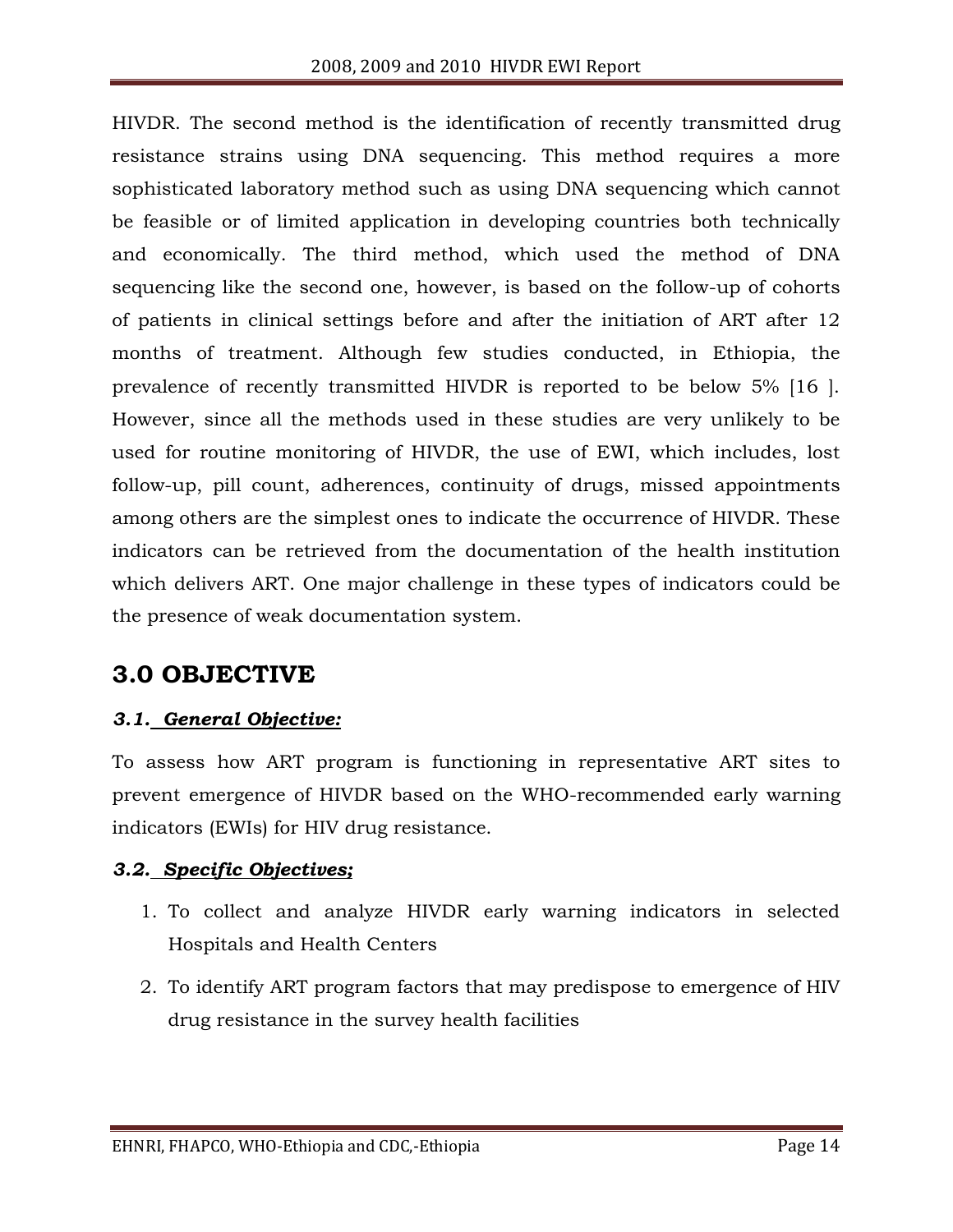HIVDR. The second method is the identification of recently transmitted drug resistance strains using DNA sequencing. This method requires a more sophisticated laboratory method such as using DNA sequencing which cannot be feasible or of limited application in developing countries both technically and economically. The third method, which used the method of DNA sequencing like the second one, however, is based on the follow-up of cohorts of patients in clinical settings before and after the initiation of ART after 12 months of treatment. Although few studies conducted, in Ethiopia, the prevalence of recently transmitted HIVDR is reported to be below 5% [16 ]. However, since all the methods used in these studies are very unlikely to be used for routine monitoring of HIVDR, the use of EWI, which includes, lost follow-up, pill count, adherences, continuity of drugs, missed appointments among others are the simplest ones to indicate the occurrence of HIVDR. These indicators can be retrieved from the documentation of the health institution which delivers ART. One major challenge in these types of indicators could be the presence of weak documentation system.

# 3.0 OBJECTIVE

### *3.1. General Objective:*

To assess how ART program is functioning in representative ART sites to prevent emergence of HIVDR based on the WHO-recommended early warning indicators (EWIs) for HIV drug resistance.

### *3.2. Specific Objectives;*

1. To collect and analyze HIVDR early warning indicators in selected Hospitals and Health Centers
2. To identify ART program factors that may predispose to emergence of HIV drug resistance in the survey health facilities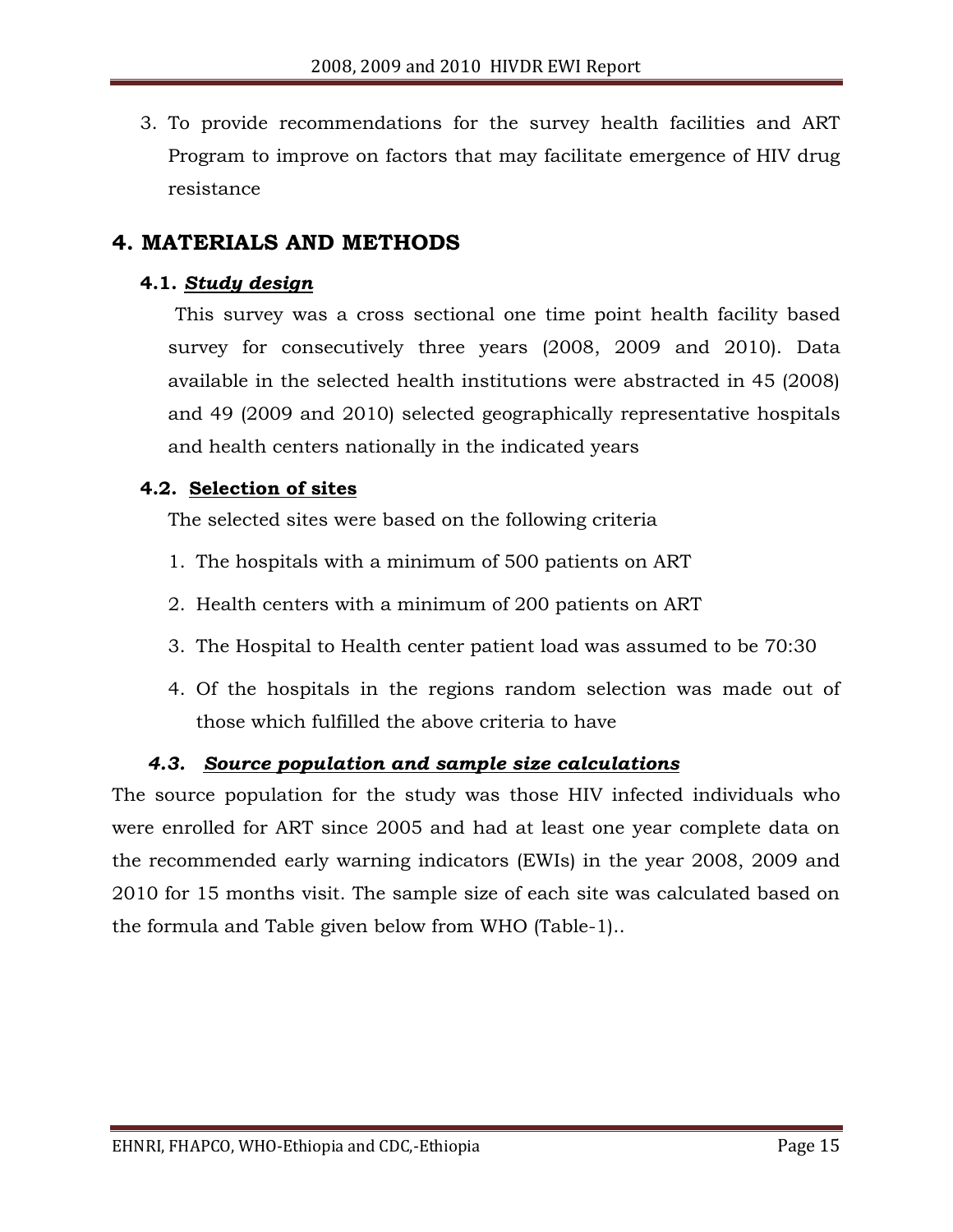3. To provide recommendations for the survey health facilities and ART Program to improve on factors that may facilitate emergence of HIV drug resistance

# 4. MATERIALS AND METHODS

## 4.1. *Study design*

This survey was a cross sectional one time point health facility based survey for consecutively three years (2008, 2009 and 2010). Data available in the selected health institutions were abstracted in 45 (2008) and 49 (2009 and 2010) selected geographically representative hospitals and health centers nationally in the indicated years

## 4.2. Selection of sites

The selected sites were based on the following criteria

1. The hospitals with a minimum of 500 patients on ART
2. Health centers with a minimum of 200 patients on ART
3. The Hospital to Health center patient load was assumed to be 70:30
4. Of the hospitals in the regions random selection was made out of those which fulfilled the above criteria to have

## 4.3. *Source population and sample size calculations*

The source population for the study was those HIV infected individuals who were enrolled for ART since 2005 and had at least one year complete data on the recommended early warning indicators (EWIs) in the year 2008, 2009 and 2010 for 15 months visit. The sample size of each site was calculated based on the formula and Table given below from WHO (Table-1)..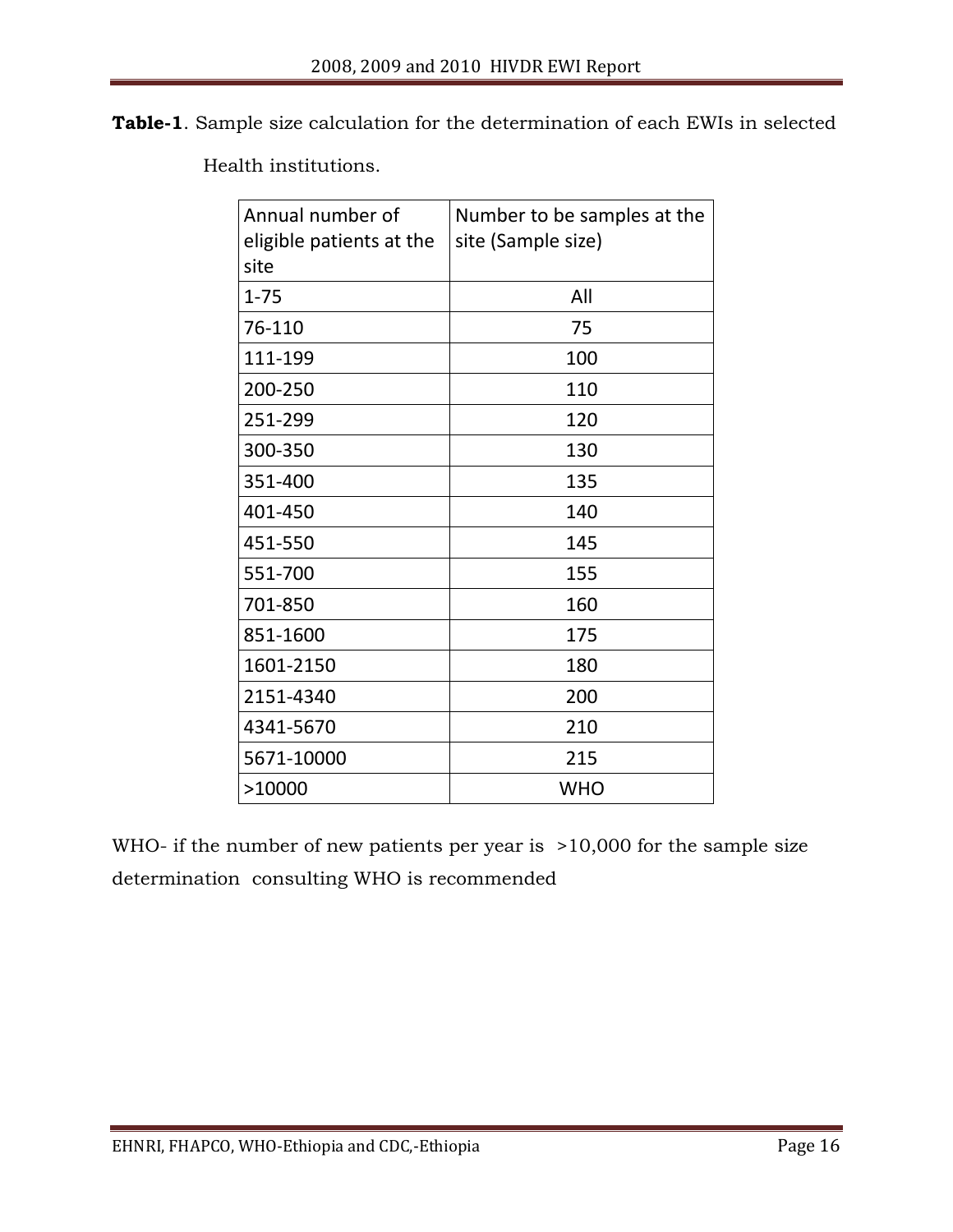**Table-1**. Sample size calculation for the determination of each EWIs in selected Health institutions.

| Annual number of eligible patients at the site | Number to be samples at the site (Sample size) |
|---|---|
| 1-75 | All |
| 76-110 | 75 |
| 111-199 | 100 |
| 200-250 | 110 |
| 251-299 | 120 |
| 300-350 | 130 |
| 351-400 | 135 |
| 401-450 | 140 |
| 451-550 | 145 |
| 551-700 | 155 |
| 701-850 | 160 |
| 851-1600 | 175 |
| 1601-2150 | 180 |
| 2151-4340 | 200 |
| 4341-5670 | 210 |
| 5671-10000 | 215 |
| >10000 | WHO |

WHO- if the number of new patients per year is >10,000 for the sample size determination consulting WHO is recommended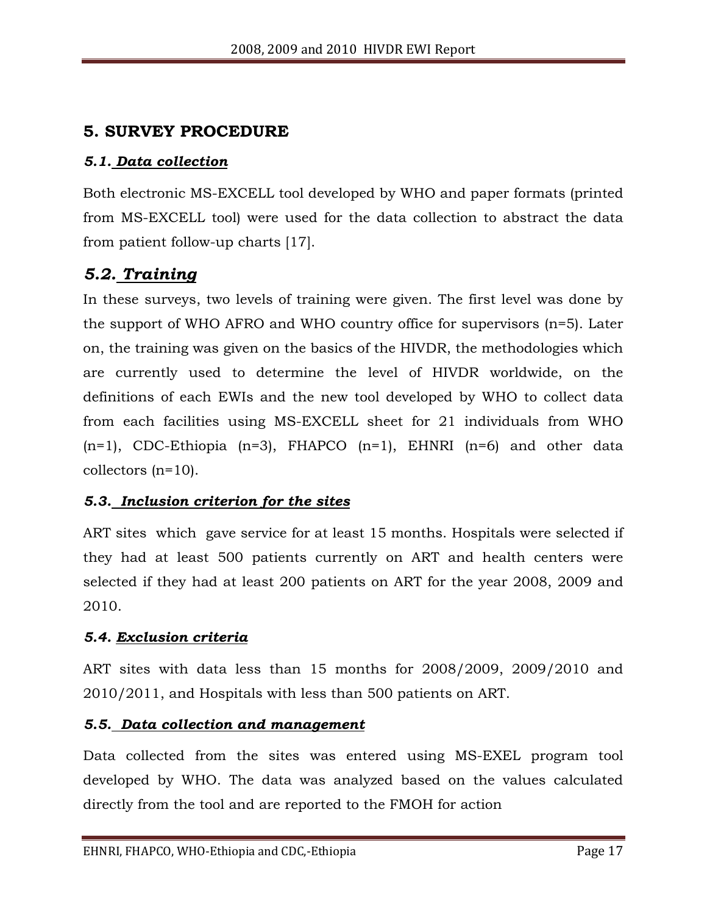## 5. SURVEY PROCEDURE

### *5.1. Data collection*

Both electronic MS-EXCELL tool developed by WHO and paper formats (printed from MS-EXCELL tool) were used for the data collection to abstract the data from patient follow-up charts [17].

### *5.2. Training*

In these surveys, two levels of training were given. The first level was done by the support of WHO AFRO and WHO country office for supervisors (n=5). Later on, the training was given on the basics of the HIVDR, the methodologies which are currently used to determine the level of HIVDR worldwide, on the definitions of each EWIs and the new tool developed by WHO to collect data from each facilities using MS-EXCELL sheet for 21 individuals from WHO (n=1), CDC-Ethiopia (n=3), FHAPCO (n=1), EHNRI (n=6) and other data collectors (n=10).

### *5.3. Inclusion criterion for the sites*

ART sites which gave service for at least 15 months. Hospitals were selected if they had at least 500 patients currently on ART and health centers were selected if they had at least 200 patients on ART for the year 2008, 2009 and 2010.

### *5.4. Exclusion criteria*

ART sites with data less than 15 months for 2008/2009, 2009/2010 and 2010/2011, and Hospitals with less than 500 patients on ART.

### *5.5. Data collection and management*

Data collected from the sites was entered using MS-EXEL program tool developed by WHO. The data was analyzed based on the values calculated directly from the tool and are reported to the FMOH for action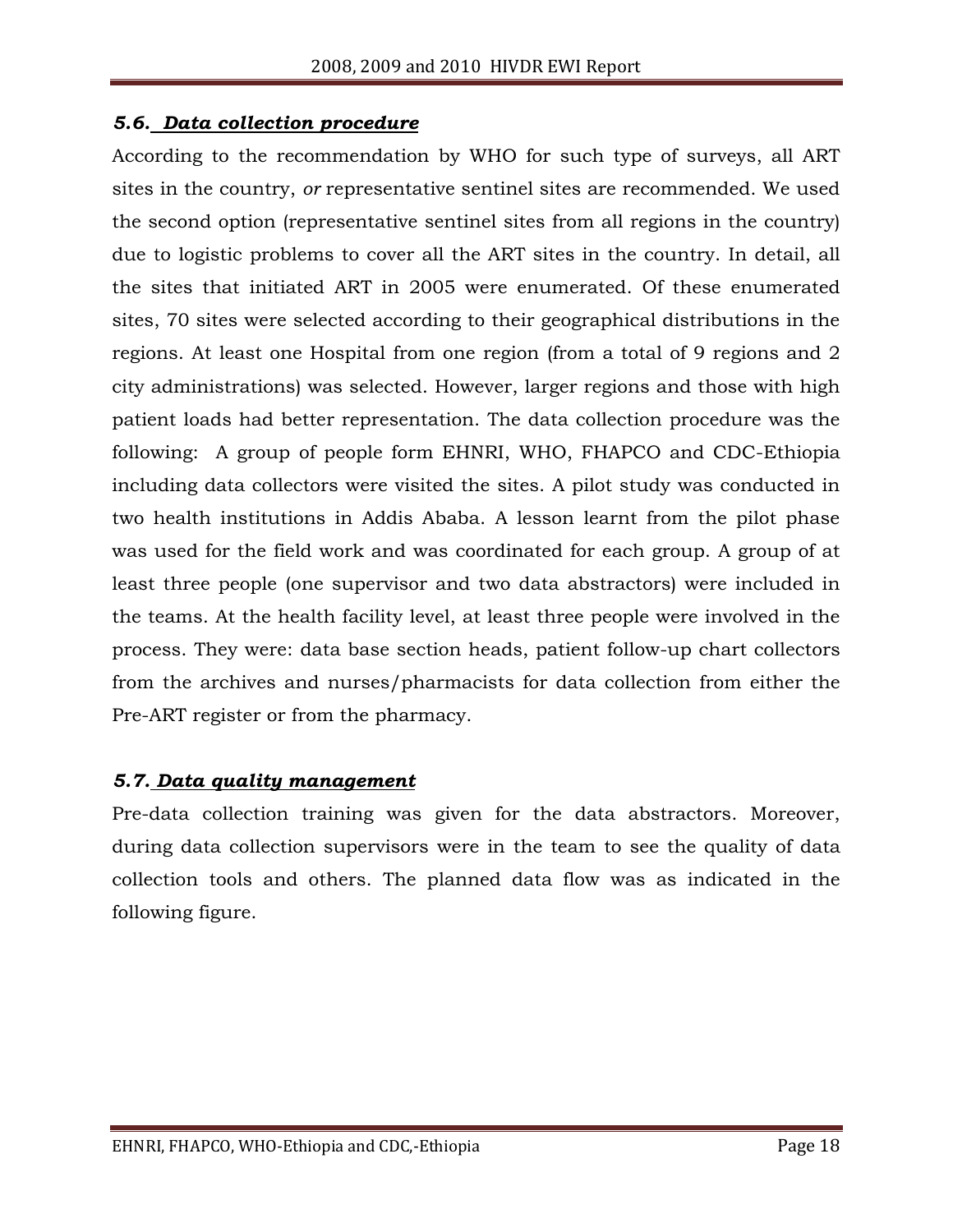### *5.6. Data collection procedure*

According to the recommendation by WHO for such type of surveys, all ART sites in the country, *or* representative sentinel sites are recommended. We used the second option (representative sentinel sites from all regions in the country) due to logistic problems to cover all the ART sites in the country. In detail, all the sites that initiated ART in 2005 were enumerated. Of these enumerated sites, 70 sites were selected according to their geographical distributions in the regions. At least one Hospital from one region (from a total of 9 regions and 2 city administrations) was selected. However, larger regions and those with high patient loads had better representation. The data collection procedure was the following: A group of people form EHNRI, WHO, FHAPCO and CDC-Ethiopia including data collectors were visited the sites. A pilot study was conducted in two health institutions in Addis Ababa. A lesson learnt from the pilot phase was used for the field work and was coordinated for each group. A group of at least three people (one supervisor and two data abstractors) were included in the teams. At the health facility level, at least three people were involved in the process. They were: data base section heads, patient follow-up chart collectors from the archives and nurses/pharmacists for data collection from either the Pre-ART register or from the pharmacy.

### *5.7. Data quality management*

Pre-data collection training was given for the data abstractors. Moreover, during data collection supervisors were in the team to see the quality of data collection tools and others. The planned data flow was as indicated in the following figure.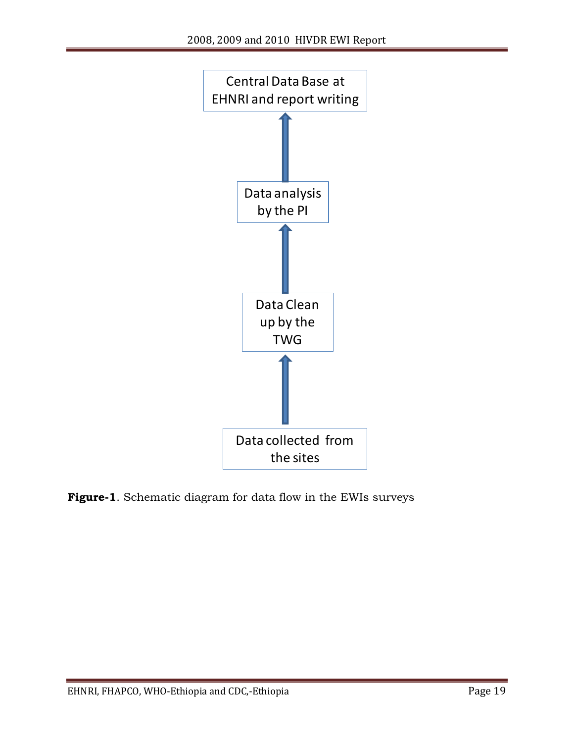Central Data Base at EHNRI and report writing

↑

Data analysis by the PI

↑

Data Clean up by the TWG

↑

Data collected from the sites

**Figure-1**. Schematic diagram for data flow in the EWIs surveys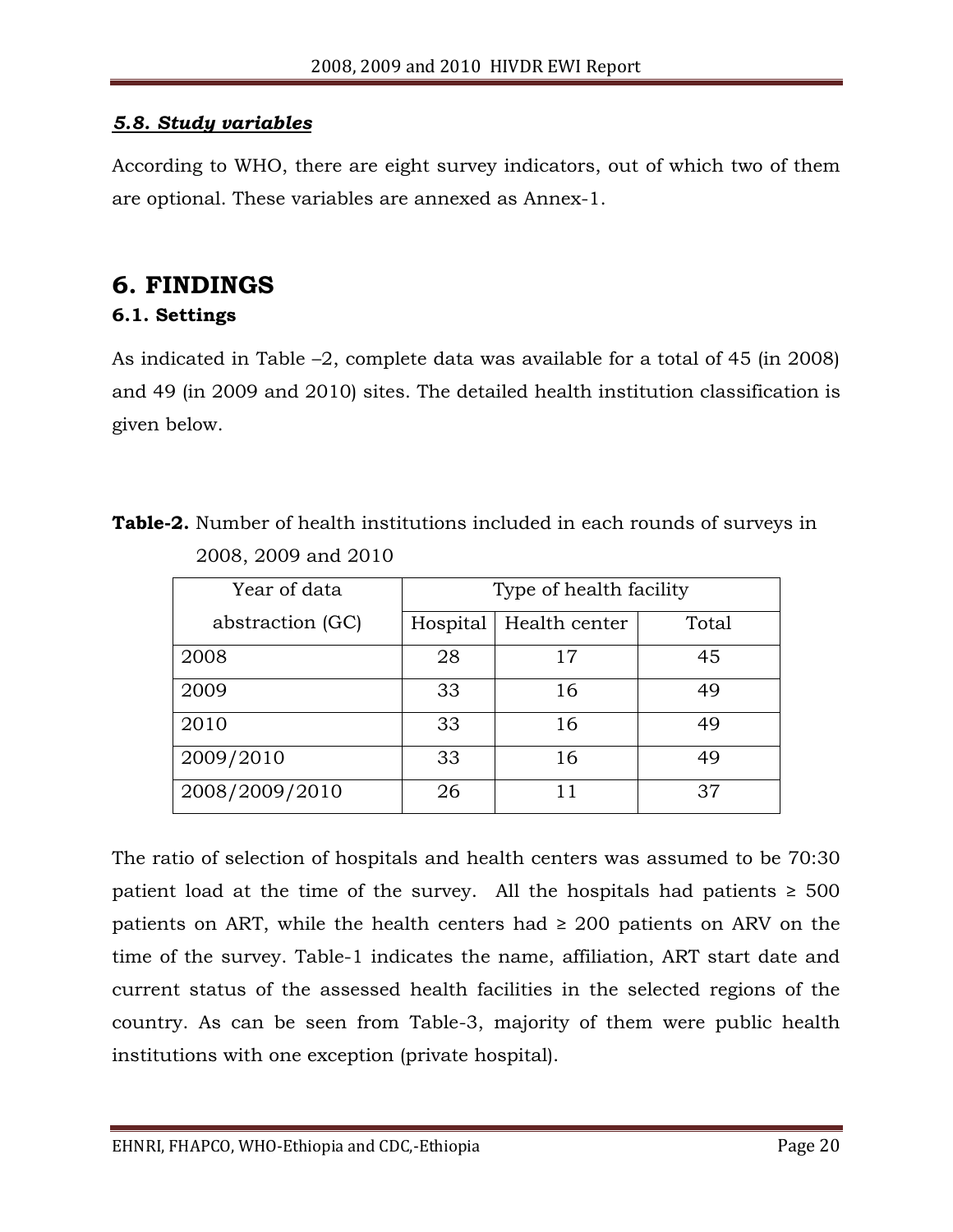### *5.8. Study variables*

According to WHO, there are eight survey indicators, out of which two of them are optional. These variables are annexed as Annex-1.

# 6. FINDINGS

## 6.1. Settings

As indicated in Table –2, complete data was available for a total of 45 (in 2008) and 49 (in 2009 and 2010) sites. The detailed health institution classification is given below.

**Table-2.** Number of health institutions included in each rounds of surveys in 2008, 2009 and 2010

| Year of data abstraction (GC) | Type of health facility | | |
|---|---|---|---|
| | Hospital | Health center | Total |
| 2008 | 28 | 17 | 45 |
| 2009 | 33 | 16 | 49 |
| 2010 | 33 | 16 | 49 |
| 2009/2010 | 33 | 16 | 49 |
| 2008/2009/2010 | 26 | 11 | 37 |

The ratio of selection of hospitals and health centers was assumed to be 70:30 patient load at the time of the survey. All the hospitals had patients ≥ 500 patients on ART, while the health centers had ≥ 200 patients on ARV on the time of the survey. Table-1 indicates the name, affiliation, ART start date and current status of the assessed health facilities in the selected regions of the country. As can be seen from Table-3, majority of them were public health institutions with one exception (private hospital).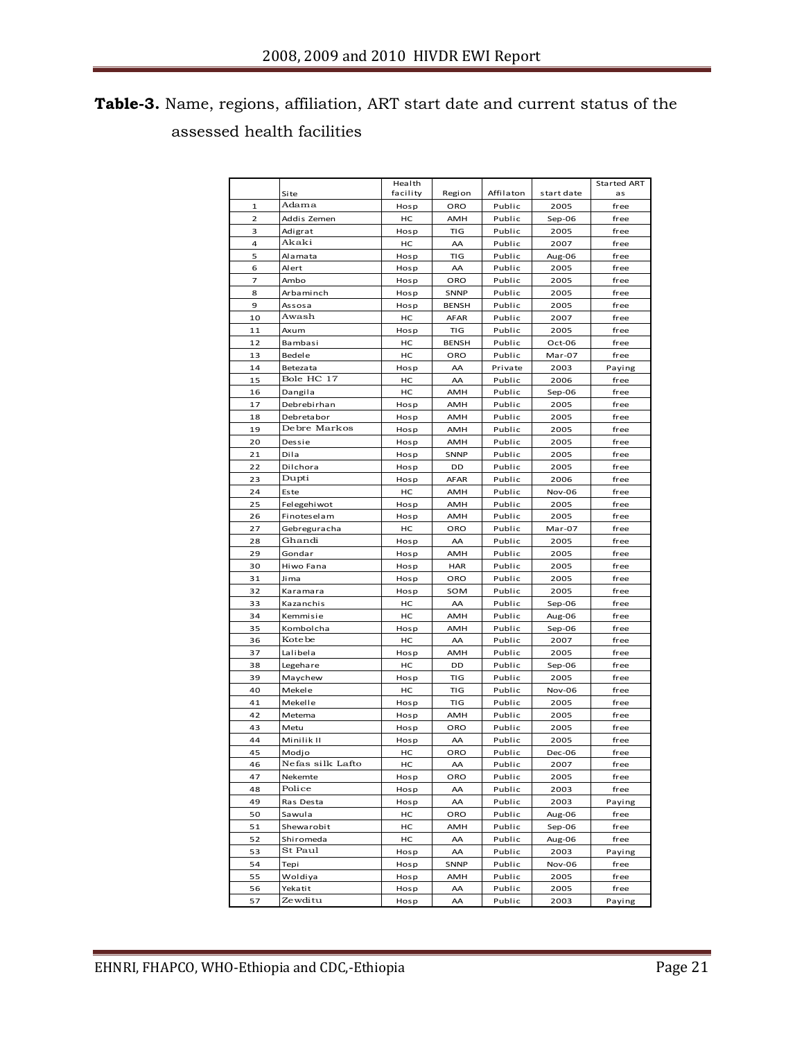**Table-3.** Name, regions, affiliation, ART start date and current status of the assessed health facilities

| | Site | Health facility | Region | Affilaton | start date | Started ART as |
|---|---|---|---|---|---|---|
| 1 | Adama | Hosp | ORO | Public | 2005 | free |
| 2 | Addis Zemen | HC | AMH | Public | Sep-06 | free |
| 3 | Adigrat | Hosp | TIG | Public | 2005 | free |
| 4 | Akaki | HC | AA | Public | 2007 | free |
| 5 | Alamata | Hosp | TIG | Public | Aug-06 | free |
| 6 | Alert | Hosp | AA | Public | 2005 | free |
| 7 | Ambo | Hosp | ORO | Public | 2005 | free |
| 8 | Arbaminch | Hosp | SNNP | Public | 2005 | free |
| 9 | Assosa | Hosp | BENSH | Public | 2005 | free |
| 10 | Awash | HC | AFAR | Public | 2007 | free |
| 11 | Axum | Hosp | TIG | Public | 2005 | free |
| 12 | Bambasi | HC | BENSH | Public | Oct-06 | free |
| 13 | Bedele | HC | ORO | Public | Mar-07 | free |
| 14 | Betezata | Hosp | AA | Private | 2003 | Paying |
| 15 | Bole HC 17 | HC | AA | Public | 2006 | free |
| 16 | Dangila | HC | AMH | Public | Sep-06 | free |
| 17 | Debrebirhan | Hosp | AMH | Public | 2005 | free |
| 18 | Debretabor | Hosp | AMH | Public | 2005 | free |
| 19 | Debre Markos | Hosp | AMH | Public | 2005 | free |
| 20 | Dessie | Hosp | AMH | Public | 2005 | free |
| 21 | Dila | Hosp | SNNP | Public | 2005 | free |
| 22 | Dilchora | Hosp | DD | Public | 2005 | free |
| 23 | Dupti | Hosp | AFAR | Public | 2006 | free |
| 24 | Este | HC | AMH | Public | Nov-06 | free |
| 25 | Felegehiwot | Hosp | AMH | Public | 2005 | free |
| 26 | Finoteselam | Hosp | AMH | Public | 2005 | free |
| 27 | Gebreguracha | HC | ORO | Public | Mar-07 | free |
| 28 | Ghandi | Hosp | AA | Public | 2005 | free |
| 29 | Gondar | Hosp | AMH | Public | 2005 | free |
| 30 | Hiwo Fana | Hosp | HAR | Public | 2005 | free |
| 31 | Jima | Hosp | ORO | Public | 2005 | free |
| 32 | Karamara | Hosp | SOM | Public | 2005 | free |
| 33 | Kazanchis | HC | AA | Public | Sep-06 | free |
| 34 | Kemmisie | HC | AMH | Public | Aug-06 | free |
| 35 | Kombolcha | Hosp | AMH | Public | Sep-06 | free |
| 36 | Kotebe | HC | AA | Public | 2007 | free |
| 37 | Lalibela | Hosp | AMH | Public | 2005 | free |
| 38 | Legehare | HC | DD | Public | Sep-06 | free |
| 39 | Maychew | Hosp | TIG | Public | 2005 | free |
| 40 | Mekele | HC | TIG | Public | Nov-06 | free |
| 41 | Mekelle | Hosp | TIG | Public | 2005 | free |
| 42 | Metema | Hosp | AMH | Public | 2005 | free |
| 43 | Metu | Hosp | ORO | Public | 2005 | free |
| 44 | Minilik II | Hosp | AA | Public | 2005 | free |
| 45 | Modjo | HC | ORO | Public | Dec-06 | free |
| 46 | Nefas silk Lafto | HC | AA | Public | 2007 | free |
| 47 | Nekemte | Hosp | ORO | Public | 2005 | free |
| 48 | Police | Hosp | AA | Public | 2003 | free |
| 49 | Ras Desta | Hosp | AA | Public | 2003 | Paying |
| 50 | Sawula | HC | ORO | Public | Aug-06 | free |
| 51 | Shewarobit | HC | AMH | Public | Sep-06 | free |
| 52 | Shiromeda | HC | AA | Public | Aug-06 | free |
| 53 | St Paul | Hosp | AA | Public | 2003 | Paying |
| 54 | Tepi | Hosp | SNNP | Public | Nov-06 | free |
| 55 | Woldiya | Hosp | AMH | Public | 2005 | free |
| 56 | Yekatit | Hosp | AA | Public | 2005 | free |
| 57 | Zewditu | Hosp | AA | Public | 2003 | Paying |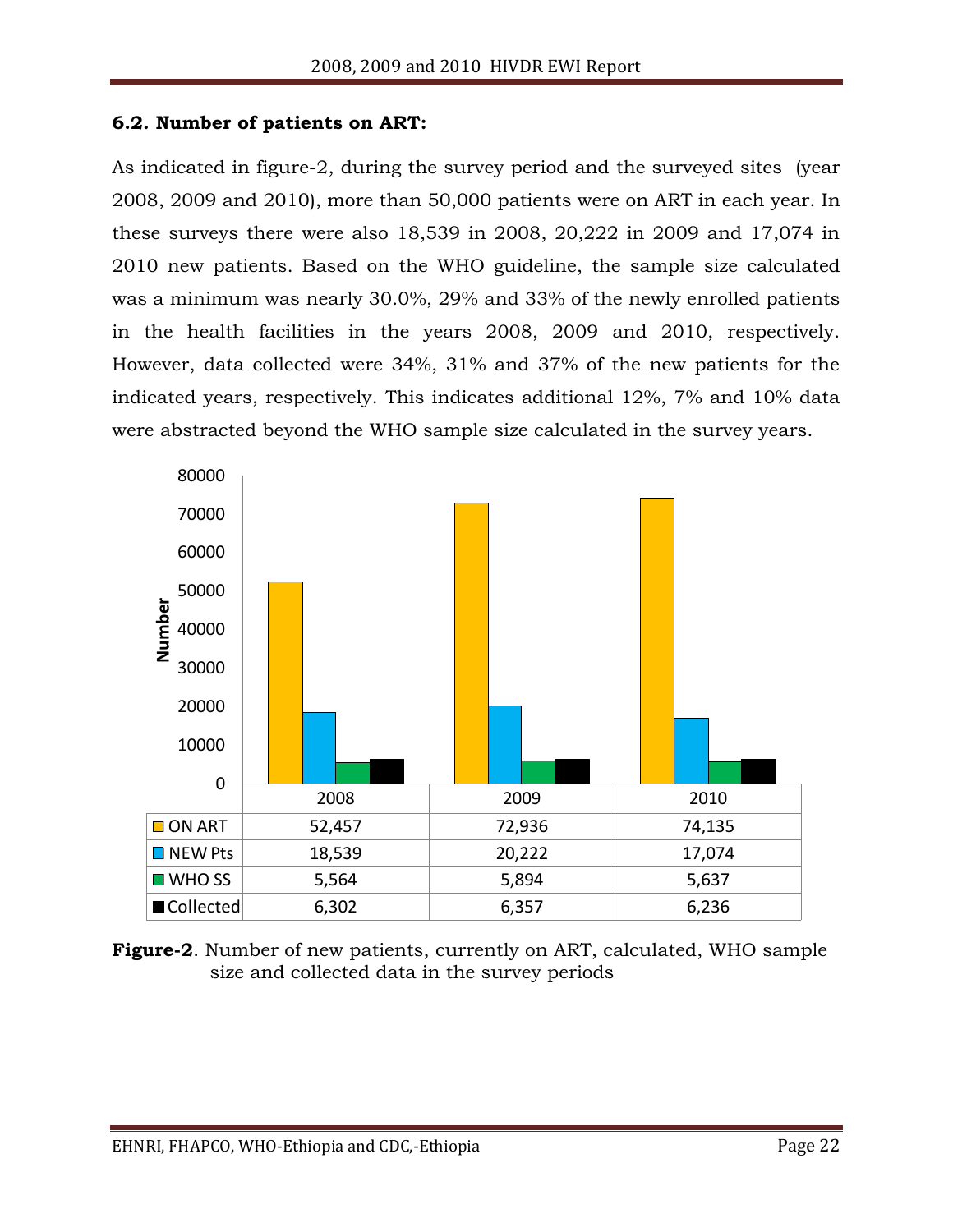### 6.2. Number of patients on ART:

As indicated in figure-2, during the survey period and the surveyed sites (year 2008, 2009 and 2010), more than 50,000 patients were on ART in each year. In these surveys there were also 18,539 in 2008, 20,222 in 2009 and 17,074 in 2010 new patients. Based on the WHO guideline, the sample size calculated was a minimum was nearly 30.0%, 29% and 33% of the newly enrolled patients in the health facilities in the years 2008, 2009 and 2010, respectively. However, data collected were 34%, 31% and 37% of the new patients for the indicated years, respectively. This indicates additional 12%, 7% and 10% data were abstracted beyond the WHO sample size calculated in the survey years.

| | 2008 | 2009 | 2010 |
|---|---|---|---|
| ON ART | 52,457 | 72,936 | 74,135 |
| NEW Pts | 18,539 | 20,222 | 17,074 |
| WHO SS | 5,564 | 5,894 | 5,637 |
| Collected | 6,302 | 6,357 | 6,236 |

**Figure-2**. Number of new patients, currently on ART, calculated, WHO sample size and collected data in the survey periods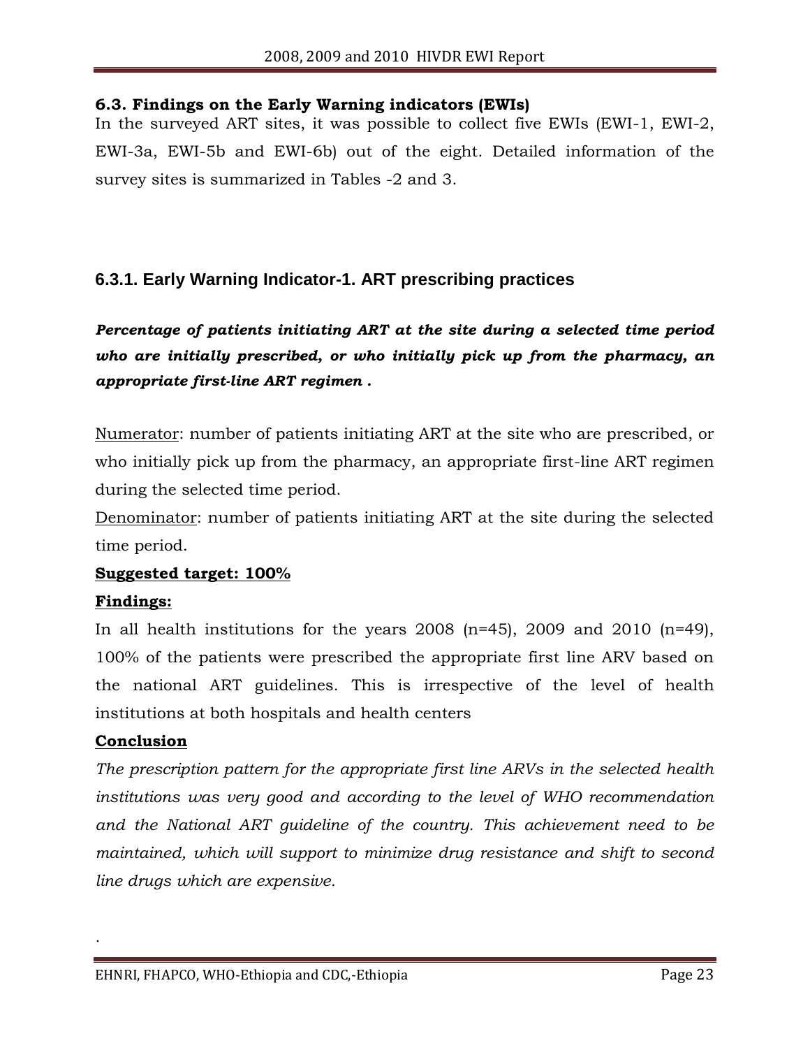### 6.3. Findings on the Early Warning indicators (EWIs)

In the surveyed ART sites, it was possible to collect five EWIs (EWI-1, EWI-2, EWI-3a, EWI-5b and EWI-6b) out of the eight. Detailed information of the survey sites is summarized in Tables -2 and 3.

#### 6.3.1. Early Warning Indicator-1. ART prescribing practices

***Percentage of patients initiating ART at the site during a selected time period who are initially prescribed, or who initially pick up from the pharmacy, an appropriate first-line ART regimen .***

Numerator: number of patients initiating ART at the site who are prescribed, or who initially pick up from the pharmacy, an appropriate first-line ART regimen during the selected time period.

Denominator: number of patients initiating ART at the site during the selected time period.

**Suggested target: 100%**

**Findings:**

In all health institutions for the years 2008 (n=45), 2009 and 2010 (n=49), 100% of the patients were prescribed the appropriate first line ARV based on the national ART guidelines. This is irrespective of the level of health institutions at both hospitals and health centers

**Conclusion**

*The prescription pattern for the appropriate first line ARVs in the selected health institutions was very good and according to the level of WHO recommendation and the National ART guideline of the country. This achievement need to be maintained, which will support to minimize drug resistance and shift to second line drugs which are expensive.*

.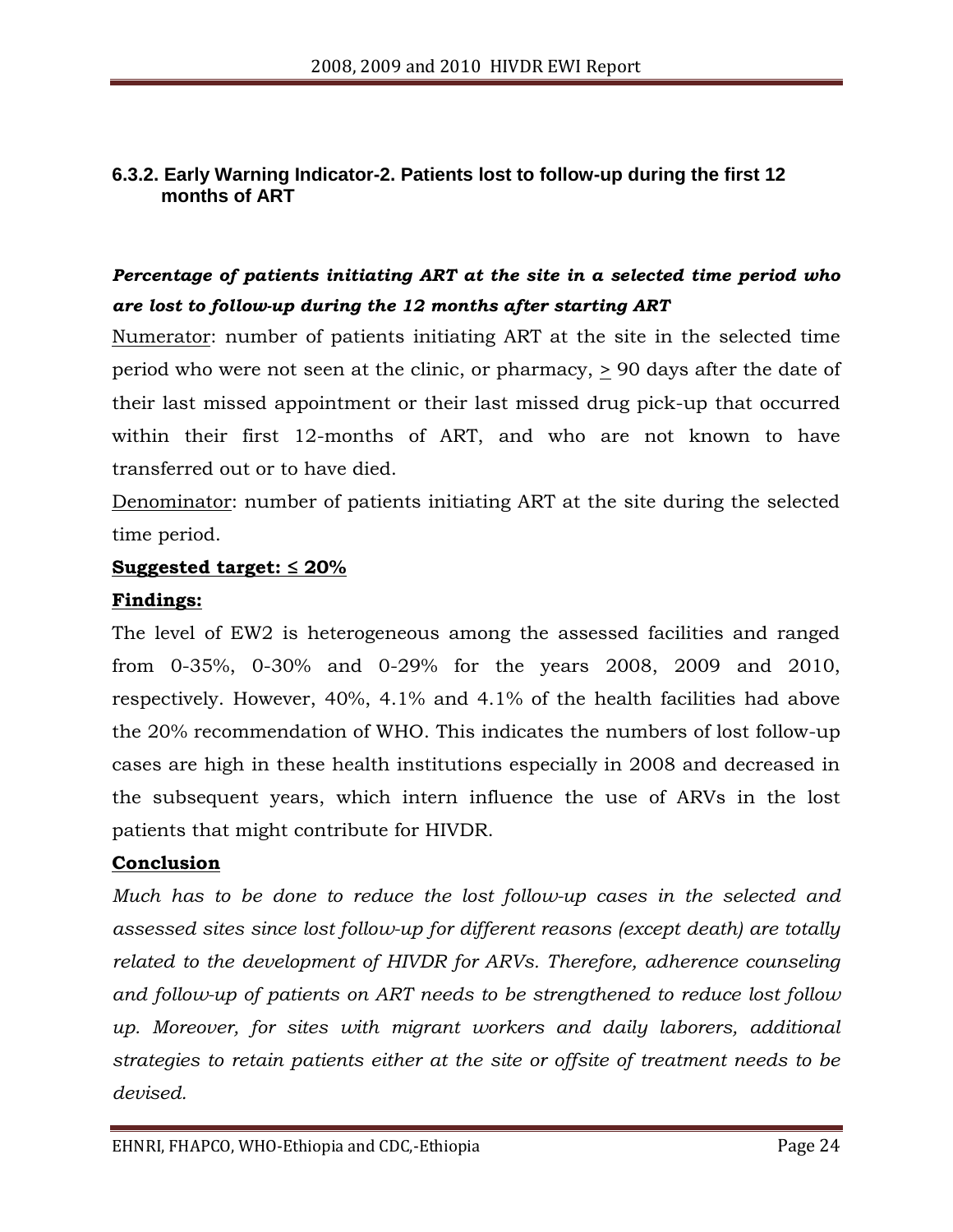### 6.3.2. Early Warning Indicator-2. Patients lost to follow-up during the first 12 months of ART

***Percentage of patients initiating ART at the site in a selected time period who are lost to follow-up during the 12 months after starting ART***

Numerator: number of patients initiating ART at the site in the selected time period who were not seen at the clinic, or pharmacy, $\geq$ 90 days after the date of their last missed appointment or their last missed drug pick-up that occurred within their first 12-months of ART, and who are not known to have transferred out or to have died.

Denominator: number of patients initiating ART at the site during the selected time period.

**Suggested target: ≤ 20%**

**Findings:**

The level of EW2 is heterogeneous among the assessed facilities and ranged from 0-35%, 0-30% and 0-29% for the years 2008, 2009 and 2010, respectively. However, 40%, 4.1% and 4.1% of the health facilities had above the 20% recommendation of WHO. This indicates the numbers of lost follow-up cases are high in these health institutions especially in 2008 and decreased in the subsequent years, which intern influence the use of ARVs in the lost patients that might contribute for HIVDR.

**Conclusion**

*Much has to be done to reduce the lost follow-up cases in the selected and assessed sites since lost follow-up for different reasons (except death) are totally related to the development of HIVDR for ARVs. Therefore, adherence counseling and follow-up of patients on ART needs to be strengthened to reduce lost follow up. Moreover, for sites with migrant workers and daily laborers, additional strategies to retain patients either at the site or offsite of treatment needs to be devised.*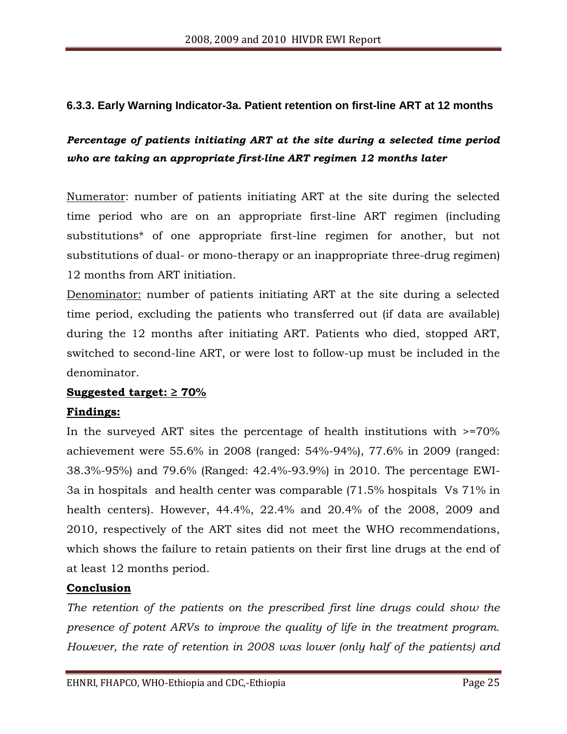### 6.3.3. Early Warning Indicator-3a. Patient retention on first-line ART at 12 months

***Percentage of patients initiating ART at the site during a selected time period who are taking an appropriate first-line ART regimen 12 months later***

Numerator: number of patients initiating ART at the site during the selected time period who are on an appropriate first-line ART regimen (including substitutions* of one appropriate first-line regimen for another, but not substitutions of dual- or mono-therapy or an inappropriate three-drug regimen) 12 months from ART initiation.

Denominator: number of patients initiating ART at the site during a selected time period, excluding the patients who transferred out (if data are available) during the 12 months after initiating ART. Patients who died, stopped ART, switched to second-line ART, or were lost to follow-up must be included in the denominator.

**Suggested target: ≥ 70%**

**Findings:**

In the surveyed ART sites the percentage of health institutions with >=70% achievement were 55.6% in 2008 (ranged: 54%-94%), 77.6% in 2009 (ranged: 38.3%-95%) and 79.6% (Ranged: 42.4%-93.9%) in 2010. The percentage EWI-3a in hospitals and health center was comparable (71.5% hospitals Vs 71% in health centers). However, 44.4%, 22.4% and 20.4% of the 2008, 2009 and 2010, respectively of the ART sites did not meet the WHO recommendations, which shows the failure to retain patients on their first line drugs at the end of at least 12 months period.

**Conclusion**

*The retention of the patients on the prescribed first line drugs could show the presence of potent ARVs to improve the quality of life in the treatment program. However, the rate of retention in 2008 was lower (only half of the patients) and*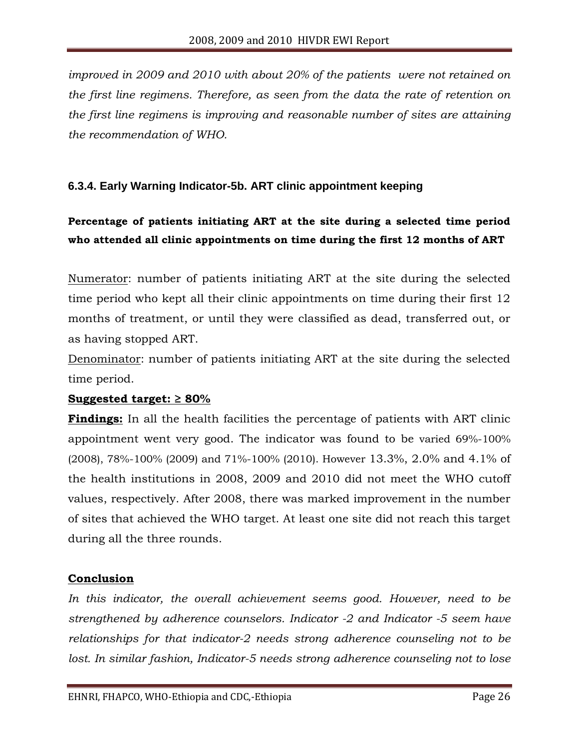*improved in 2009 and 2010 with about 20% of the patients were not retained on the first line regimens. Therefore, as seen from the data the rate of retention on the first line regimens is improving and reasonable number of sites are attaining the recommendation of WHO.*

### 6.3.4. Early Warning Indicator-5b. ART clinic appointment keeping

**Percentage of patients initiating ART at the site during a selected time period who attended all clinic appointments on time during the first 12 months of ART**

Numerator: number of patients initiating ART at the site during the selected time period who kept all their clinic appointments on time during their first 12 months of treatment, or until they were classified as dead, transferred out, or as having stopped ART.

Denominator: number of patients initiating ART at the site during the selected time period.

**Suggested target: ≥ 80%**

**Findings:** In all the health facilities the percentage of patients with ART clinic appointment went very good. The indicator was found to be varied 69%-100% (2008), 78%-100% (2009) and 71%-100% (2010). However 13.3%, 2.0% and 4.1% of the health institutions in 2008, 2009 and 2010 did not meet the WHO cutoff values, respectively. After 2008, there was marked improvement in the number of sites that achieved the WHO target. At least one site did not reach this target during all the three rounds.

**Conclusion**

*In this indicator, the overall achievement seems good. However, need to be strengthened by adherence counselors. Indicator -2 and Indicator -5 seem have relationships for that indicator-2 needs strong adherence counseling not to be lost. In similar fashion, Indicator-5 needs strong adherence counseling not to lose*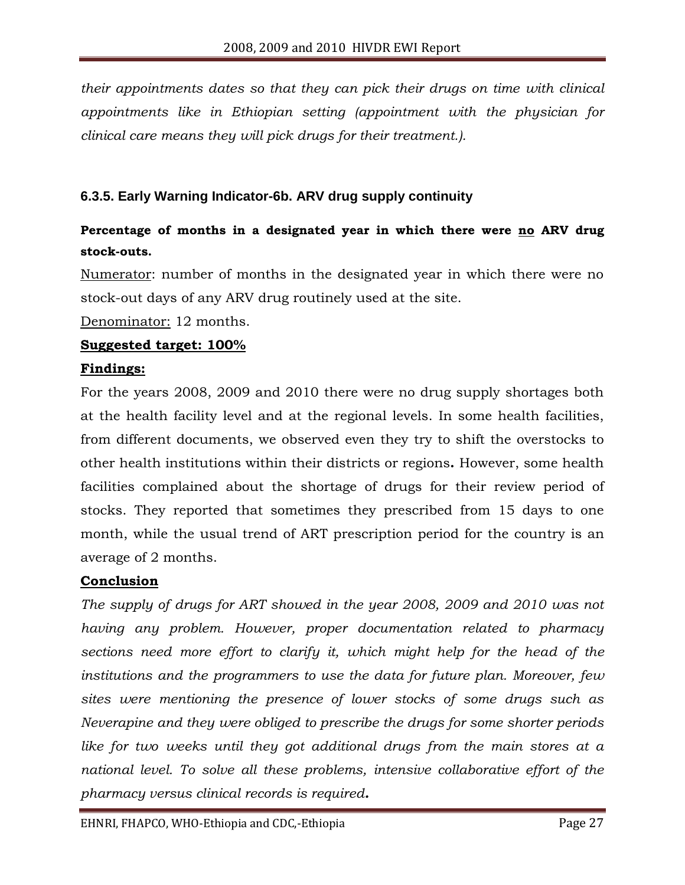*their appointments dates so that they can pick their drugs on time with clinical appointments like in Ethiopian setting (appointment with the physician for clinical care means they will pick drugs for their treatment.).*

### 6.3.5. Early Warning Indicator-6b. ARV drug supply continuity

**Percentage of months in a designated year in which there were no ARV drug stock-outs.**

Numerator: number of months in the designated year in which there were no stock-out days of any ARV drug routinely used at the site.

Denominator: 12 months.

**Suggested target: 100%**

**Findings:**

For the years 2008, 2009 and 2010 there were no drug supply shortages both at the health facility level and at the regional levels. In some health facilities, from different documents, we observed even they try to shift the overstocks to other health institutions within their districts or regions**.** However, some health facilities complained about the shortage of drugs for their review period of stocks. They reported that sometimes they prescribed from 15 days to one month, while the usual trend of ART prescription period for the country is an average of 2 months.

**Conclusion**

*The supply of drugs for ART showed in the year 2008, 2009 and 2010 was not having any problem. However, proper documentation related to pharmacy sections need more effort to clarify it, which might help for the head of the institutions and the programmers to use the data for future plan. Moreover, few sites were mentioning the presence of lower stocks of some drugs such as Neverapine and they were obliged to prescribe the drugs for some shorter periods like for two weeks until they got additional drugs from the main stores at a national level. To solve all these problems, intensive collaborative effort of the pharmacy versus clinical records is required.*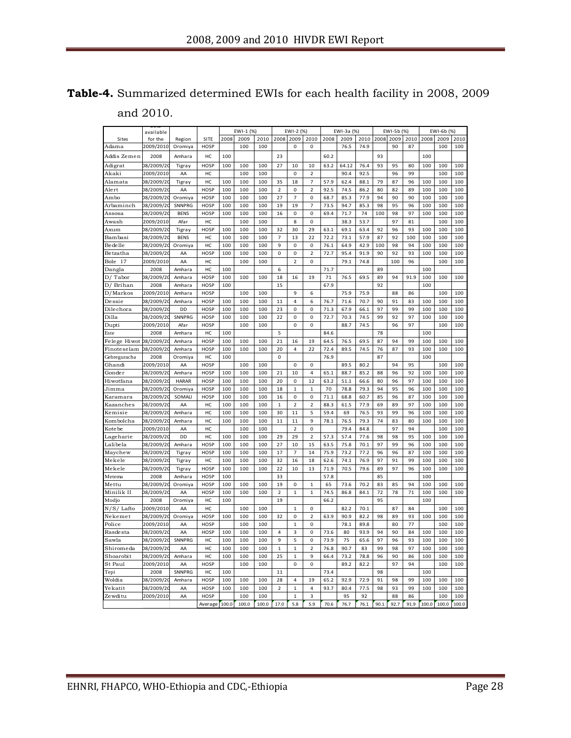**Table-4.** Summarized determined EWIs for each health facility in 2008, 2009 and 2010.

| Sites | ... available for the | Region | SITE | EWI-1 (%) | | | EWI-2 (%) | | | EWI-3a (%) | | | EWI-5b (%) | | | EWI-6b (%) | | |
|---|---|---|---|---|---|---|---|---|---|---|---|---|---|---|---|---|---|---|
| | | | | 2008 | 2009 | 2010 | 2008 | 2009 | 2010 | 2008 | 2009 | 2010 | 2008 | 2009 | 2010 | 2008 | 2009 | 2010 |
| Adama | 2009/2010 | Oromiya | HOSP | | 100 | 100 | | 0 | 0 | | 76.5 | 74.9 | | 90 | 87 | | 100 | 100 |
| Addis Zemen | 2008 | Amhara | HC | 100 | | | 23 | | | 60.2 | | | 93 | | | 100 | | |
| Adigrat | 08/2009/20 | Tigray | HOSP | 100 | 100 | 100 | 27 | 10 | 10 | 63.2 | 64.12 | 76.4 | 93 | 95 | 80 | 100 | 100 | 100 |
| Akaki | 2009/2010 | AA | HC | | 100 | 100 | | 0 | 2 | | 90.4 | 92.5 | | 96 | 99 | | 100 | 100 |
| Alamata | 08/2009/20 | Tigray | HC | 100 | 100 | 100 | 35 | 18 | 7 | 57.9 | 62.4 | 88.1 | 79 | 87 | 96 | 100 | 100 | 100 |
| Alert | 08/2009/20 | AA | HOSP | 100 | 100 | 100 | 2 | 0 | 2 | 92.5 | 74.5 | 86.2 | 80 | 82 | 89 | 100 | 100 | 100 |
| Ambo | 08/2009/20 | Oromiya | HOSP | 100 | 100 | 100 | 27 | 7 | 0 | 68.7 | 85.3 | 77.9 | 94 | 90 | 90 | 100 | 100 | 100 |
| Arbaminch | 08/2009/20 | SNNPRG | HOSP | 100 | 100 | 100 | 19 | 19 | 7 | 73.5 | 94.7 | 85.3 | 98 | 95 | 96 | 100 | 100 | 100 |
| Assosa | 08/2009/20 | BENS | HOSP | 100 | 100 | 100 | 16 | 0 | 0 | 69.4 | 71.7 | 74 | 100 | 98 | 97 | 100 | 100 | 100 |
| Awash | 2009/2010 | Afar | HC | | 100 | 100 | | 8 | 0 | | 38.3 | 53.7 | | 97 | 81 | | 100 | 100 |
| Axum | 08/2009/20 | Tigray | HOSP | 100 | 100 | 100 | 32 | 30 | 29 | 63.1 | 69.1 | 63.4 | 92 | 96 | 93 | 100 | 100 | 100 |
| Bambasi | 08/2009/20 | BENS | HC | 100 | 100 | 100 | 7 | 13 | 22 | 72.2 | 73.1 | 57.9 | 87 | 92 | 100 | 100 | 100 | 100 |
| Bedelle | 08/2009/20 | Oromiya | HC | 100 | 100 | 100 | 9 | 0 | 0 | 76.1 | 64.9 | 42.9 | 100 | 98 | 94 | 100 | 100 | 100 |
| Betzatha | 08/2009/20 | AA | HOSP | 100 | 100 | 100 | 0 | 0 | 2 | 72.7 | 95.4 | 91.9 | 90 | 92 | 93 | 100 | 100 | 100 |
| Bole 17 | 2009/2010 | AA | HC | | 100 | 100 | | 2 | 0 | | 79.1 | 74.8 | | 100 | 96 | | 100 | 100 |
| Dangla | 2008 | Amhara | HC | 100 | | | 6 | | | 71.7 | | | 89 | | | 100 | | |
| D/ Tabor | 08/2009/20 | Amhara | HOSP | 100 | 100 | 100 | 18 | 16 | 19 | 71 | 76.5 | 69.5 | 89 | 94 | 91.9 | 100 | 100 | 100 |
| D/ Brihan | 2008 | Amhara | HOSP | 100 | | | 15 | | | 67.9 | | | 92 | | | 100 | | |
| D/Markos | 2009/2010 | Amhara | HOSP | | 100 | 100 | | 9 | 6 | | 75.9 | 75.9 | | 88 | 86 | | 100 | 100 |
| Dessie | 08/2009/20 | Amhara | HOSP | 100 | 100 | 100 | 11 | 4 | 6 | 76.7 | 71.6 | 70.7 | 90 | 91 | 83 | 100 | 100 | 100 |
| Dilechora | 08/2009/20 | DD | HOSP | 100 | 100 | 100 | 23 | 0 | 0 | 71.3 | 67.9 | 66.1 | 97 | 99 | 99 | 100 | 100 | 100 |
| Dilla | 08/2009/20 | SNNPRG | HOSP | 100 | 100 | 100 | 22 | 0 | 0 | 72.7 | 70.3 | 74.5 | 99 | 92 | 97 | 100 | 100 | 100 |
| Dupti | 2009/2010 | Afar | HOSP | | 100 | 100 | | 0 | 0 | | 88.7 | 74.5 | | 96 | 97 | | 100 | 100 |
| Este | 2008 | Amhara | HC | 100 | | | 5 | | | 84.6 | | | 78 | | | 100 | | |
| Felege Hiwot | 08/2009/20 | Amhara | HOSP | 100 | 100 | 100 | 21 | 16 | 19 | 64.5 | 76.5 | 69.5 | 87 | 94 | 99 | 100 | 100 | 100 |
| Finoteselam | 08/2009/20 | Amhara | HOSP | 100 | 100 | 100 | 20 | 4 | 22 | 72.4 | 89.5 | 74.5 | 76 | 87 | 93 | 100 | 100 | 100 |
| Gebreguracha | 2008 | Oromiya | HC | 100 | | | 0 | | | 76.9 | | | 87 | | | 100 | | |
| Ghandi | 2009/2010 | AA | HOSP | | 100 | 100 | | 0 | 0 | | 89.5 | 80.2 | | 94 | 95 | | 100 | 100 |
| Gonder | 08/2009/20 | Amhara | HOSP | 100 | 100 | 100 | 21 | 10 | 4 | 65.1 | 88.7 | 85.2 | 88 | 96 | 92 | 100 | 100 | 100 |
| Hiwotfana | 08/2009/20 | HARAR | HOSP | 100 | 100 | 100 | 20 | 0 | 12 | 63.2 | 51.1 | 66.6 | 80 | 96 | 97 | 100 | 100 | 100 |
| Jimma | 08/2009/20 | Oromiya | HOSP | 100 | 100 | 100 | 18 | 1 | 1 | 70 | 78.8 | 79.3 | 94 | 95 | 96 | 100 | 100 | 100 |
| Karamara | 08/2009/20 | SOMALI | HOSP | 100 | 100 | 100 | 16 | 0 | 0 | 71.1 | 68.8 | 60.7 | 85 | 96 | 87 | 100 | 100 | 100 |
| Kazanches | 08/2009/20 | AA | HC | 100 | 100 | 100 | 1 | 2 | 2 | 88.3 | 61.5 | 77.9 | 69 | 89 | 97 | 100 | 100 | 100 |
| Kemisie | 08/2009/20 | Amhara | HC | 100 | 100 | 100 | 30 | 11 | 5 | 59.4 | 69 | 76.5 | 93 | 99 | 96 | 100 | 100 | 100 |
| Kombolcha | 08/2009/20 | Amhara | HC | 100 | 100 | 100 | 11 | 11 | 9 | 78.1 | 76.5 | 79.3 | 74 | 83 | 80 | 100 | 100 | 100 |
| Kotebe | 2009/2010 | AA | HC | | 100 | 100 | | 2 | 0 | | 79.4 | 84.8 | | 97 | 94 | | 100 | 100 |
| Lageharie | 08/2009/20 | DD | HC | 100 | 100 | 100 | 29 | 29 | 2 | 57.3 | 57.4 | 77.6 | 98 | 98 | 95 | 100 | 100 | 100 |
| Lalibela | 08/2009/20 | Amhara | HOSP | 100 | 100 | 100 | 27 | 10 | 15 | 63.5 | 75.8 | 70.1 | 97 | 99 | 96 | 100 | 100 | 100 |
| Maychew | 08/2009/20 | Tigray | HOSP | 100 | 100 | 100 | 17 | 7 | 14 | 75.9 | 73.2 | 77.2 | 96 | 96 | 87 | 100 | 100 | 100 |
| Mekele | 08/2009/20 | Tigray | HC | 100 | 100 | 100 | 32 | 16 | 18 | 62.6 | 74.1 | 76.9 | 97 | 91 | 99 | 100 | 100 | 100 |
| Mekele | 08/2009/20 | Tigray | HOSP | 100 | 100 | 100 | 22 | 10 | 13 | 71.9 | 70.5 | 79.6 | 89 | 97 | 96 | 100 | 100 | 100 |
| Metema | 2008 | Amhara | HOSP | 100 | | | 33 | | | 57.8 | | | 85 | | | 100 | | |
| Mettu | 08/2009/20 | Oromiya | HOSP | 100 | 100 | 100 | 19 | 0 | 1 | 65 | 73.6 | 70.2 | 83 | 85 | 94 | 100 | 100 | 100 |
| Minilik II | 08/2009/20 | AA | HOSP | 100 | 100 | 100 | 2 | 1 | 1 | 74.5 | 86.8 | 84.1 | 72 | 78 | 71 | 100 | 100 | 100 |
| Modjo | 2008 | Oromiya | HC | 100 | | | 19 | | | 66.2 | | | 95 | | | 100 | | |
| N/S/ Lafto | 2009/2010 | AA | HC | | 100 | 100 | | 1 | 0 | | 82.2 | 70.1 | | 87 | 84 | | 100 | 100 |
| Nekemet | 08/2009/20 | Oromiya | HOSP | 100 | 100 | 100 | 32 | 0 | 2 | 63.9 | 90.9 | 82.2 | 98 | 89 | 93 | 100 | 100 | 100 |
| Police | 2009/2010 | AA | HOSP | | 100 | 100 | | 1 | 0 | | 78.1 | 89.8 | | 80 | 77 | | 100 | 100 |
| Rasdesta | 08/2009/20 | AA | HOSP | 100 | 100 | 100 | 4 | 3 | 0 | 73.6 | 80 | 93.9 | 94 | 90 | 84 | 100 | 100 | 100 |
| Sawla | 08/2009/20 | SNNPRG | HC | 100 | 100 | 100 | 9 | 5 | 0 | 73.9 | 75 | 65.6 | 97 | 96 | 93 | 100 | 100 | 100 |
| Shiromeda | 08/2009/20 | AA | HC | 100 | 100 | 100 | 1 | 1 | 2 | 76.8 | 90.7 | 83 | 99 | 98 | 97 | 100 | 100 | 100 |
| Shoarobit | 08/2009/20 | Amhara | HC | 100 | 100 | 100 | 25 | 1 | 9 | 66.4 | 73.2 | 78.8 | 96 | 90 | 86 | 100 | 100 | 100 |
| St Paul | 2009/2010 | AA | HOSP | | 100 | 100 | | 0 | 0 | | 89.2 | 82.2 | | 97 | 94 | | 100 | 100 |
| Tepi | 2008 | SNNPRG | HC | 100 | | | 11 | | | 73.4 | | | 98 | | | 100 | | |
| Woldia | 08/2009/20 | Amhara | HOSP | 100 | 100 | 100 | 28 | 4 | 19 | 65.2 | 92.9 | 72.9 | 91 | 98 | 99 | 100 | 100 | 100 |
| Yekatit | 08/2009/20 | AA | HOSP | 100 | 100 | 100 | 2 | 1 | 4 | 93.7 | 80.4 | 77.5 | 98 | 93 | 99 | 100 | 100 | 100 |
| Zewditu | 2009/2010 | AA | HOSP | | 100 | 100 | | 1 | 3 | | 95 | 92 | | 88 | 86 | | 100 | 100 |
| | | | Average | 100.0 | 100.0 | 100.0 | 17.0 | 5.8 | 5.9 | 70.6 | 76.7 | 76.1 | 90.1 | 92.7 | 91.9 | 100.0 | 100.0 | 100.0 |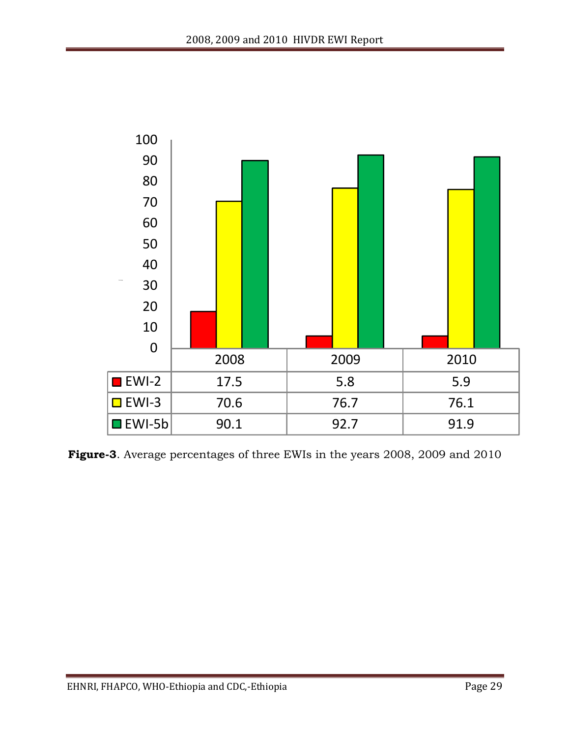| | 2008 | 2009 | 2010 |
|---|---|---|---|
| EWI-2 | 17.5 | 5.8 | 5.9 |
| EWI-3 | 70.6 | 76.7 | 76.1 |
| EWI-5b | 90.1 | 92.7 | 91.9 |

**Figure-3**. Average percentages of three EWIs in the years 2008, 2009 and 2010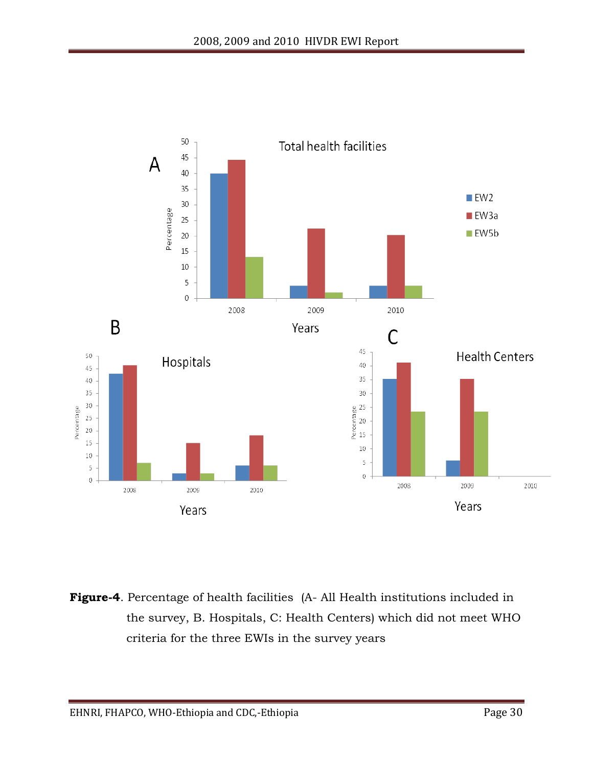**Figure-4**. Percentage of health facilities (A- All Health institutions included in the survey, B. Hospitals, C: Health Centers) which did not meet WHO criteria for the three EWIs in the survey years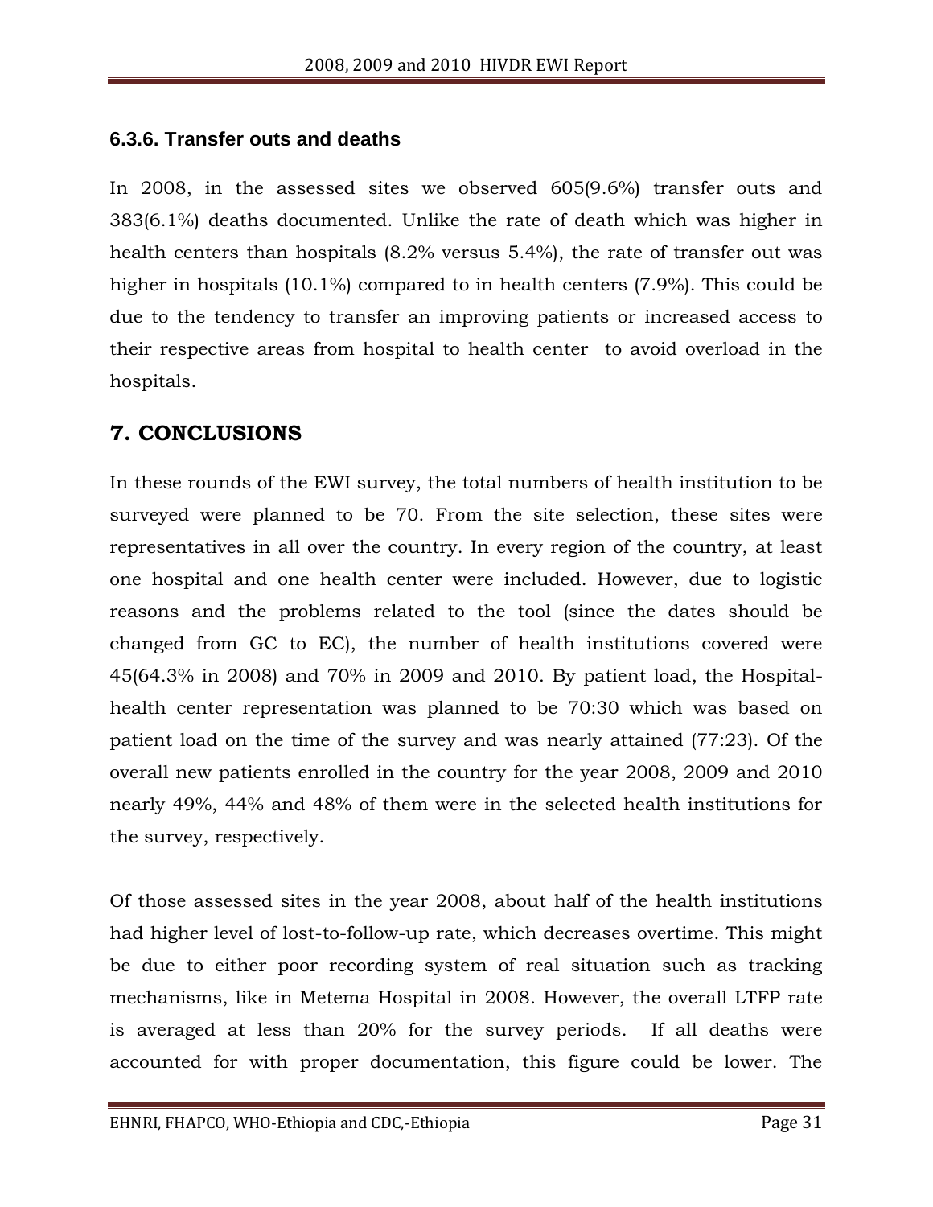### 6.3.6. Transfer outs and deaths

In 2008, in the assessed sites we observed 605(9.6%) transfer outs and 383(6.1%) deaths documented. Unlike the rate of death which was higher in health centers than hospitals (8.2% versus 5.4%), the rate of transfer out was higher in hospitals (10.1%) compared to in health centers (7.9%). This could be due to the tendency to transfer an improving patients or increased access to their respective areas from hospital to health center to avoid overload in the hospitals.

## 7. CONCLUSIONS

In these rounds of the EWI survey, the total numbers of health institution to be surveyed were planned to be 70. From the site selection, these sites were representatives in all over the country. In every region of the country, at least one hospital and one health center were included. However, due to logistic reasons and the problems related to the tool (since the dates should be changed from GC to EC), the number of health institutions covered were 45(64.3% in 2008) and 70% in 2009 and 2010. By patient load, the Hospital-health center representation was planned to be 70:30 which was based on patient load on the time of the survey and was nearly attained (77:23). Of the overall new patients enrolled in the country for the year 2008, 2009 and 2010 nearly 49%, 44% and 48% of them were in the selected health institutions for the survey, respectively.

Of those assessed sites in the year 2008, about half of the health institutions had higher level of lost-to-follow-up rate, which decreases overtime. This might be due to either poor recording system of real situation such as tracking mechanisms, like in Metema Hospital in 2008. However, the overall LTFP rate is averaged at less than 20% for the survey periods. If all deaths were accounted for with proper documentation, this figure could be lower. The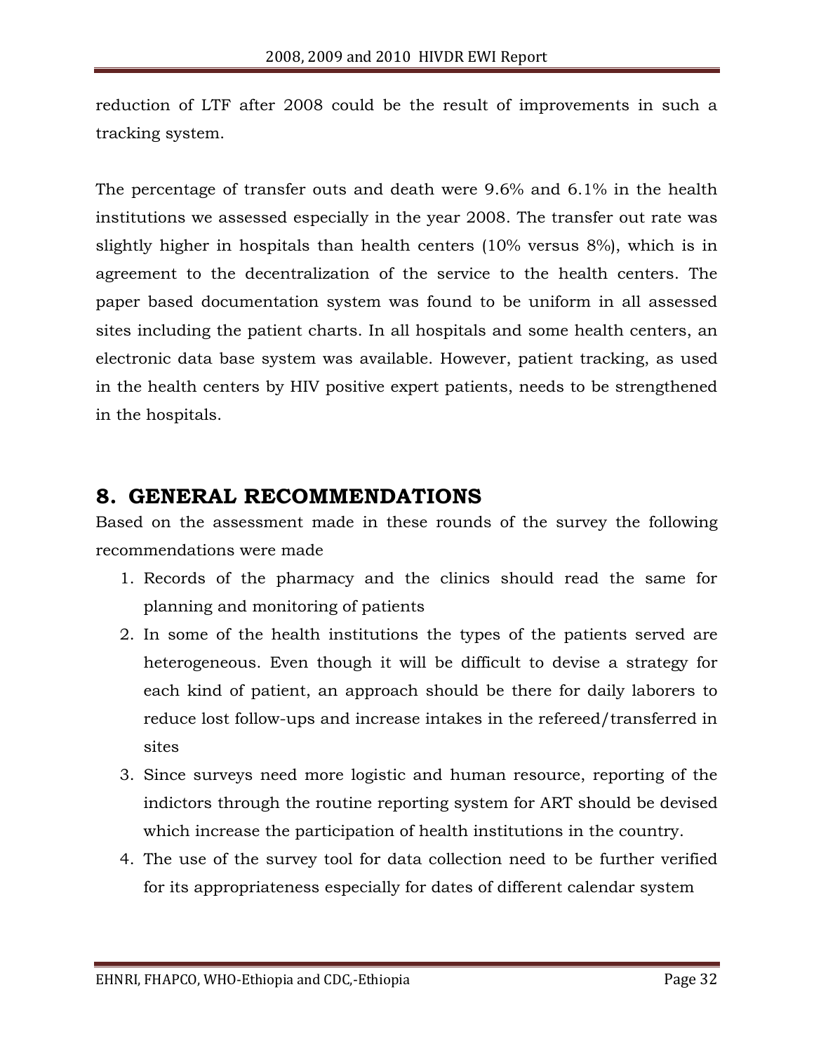reduction of LTF after 2008 could be the result of improvements in such a tracking system.

The percentage of transfer outs and death were 9.6% and 6.1% in the health institutions we assessed especially in the year 2008. The transfer out rate was slightly higher in hospitals than health centers (10% versus 8%), which is in agreement to the decentralization of the service to the health centers. The paper based documentation system was found to be uniform in all assessed sites including the patient charts. In all hospitals and some health centers, an electronic data base system was available. However, patient tracking, as used in the health centers by HIV positive expert patients, needs to be strengthened in the hospitals.

# 8. GENERAL RECOMMENDATIONS

Based on the assessment made in these rounds of the survey the following recommendations were made

1. Records of the pharmacy and the clinics should read the same for planning and monitoring of patients
2. In some of the health institutions the types of the patients served are heterogeneous. Even though it will be difficult to devise a strategy for each kind of patient, an approach should be there for daily laborers to reduce lost follow-ups and increase intakes in the refereed/transferred in sites
3. Since surveys need more logistic and human resource, reporting of the indictors through the routine reporting system for ART should be devised which increase the participation of health institutions in the country.
4. The use of the survey tool for data collection need to be further verified for its appropriateness especially for dates of different calendar system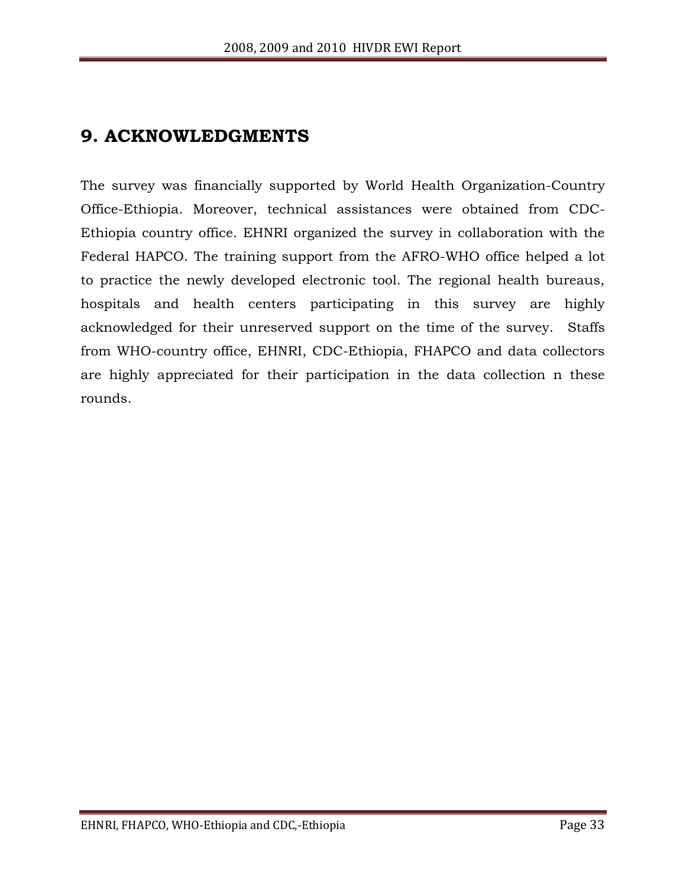# 9. ACKNOWLEDGMENTS

The survey was financially supported by World Health Organization-Country Office-Ethiopia. Moreover, technical assistances were obtained from CDC-Ethiopia country office. EHNRI organized the survey in collaboration with the Federal HAPCO. The training support from the AFRO-WHO office helped a lot to practice the newly developed electronic tool. The regional health bureaus, hospitals and health centers participating in this survey are highly acknowledged for their unreserved support on the time of the survey. Staffs from WHO-country office, EHNRI, CDC-Ethiopia, FHAPCO and data collectors are highly appreciated for their participation in the data collection n these rounds.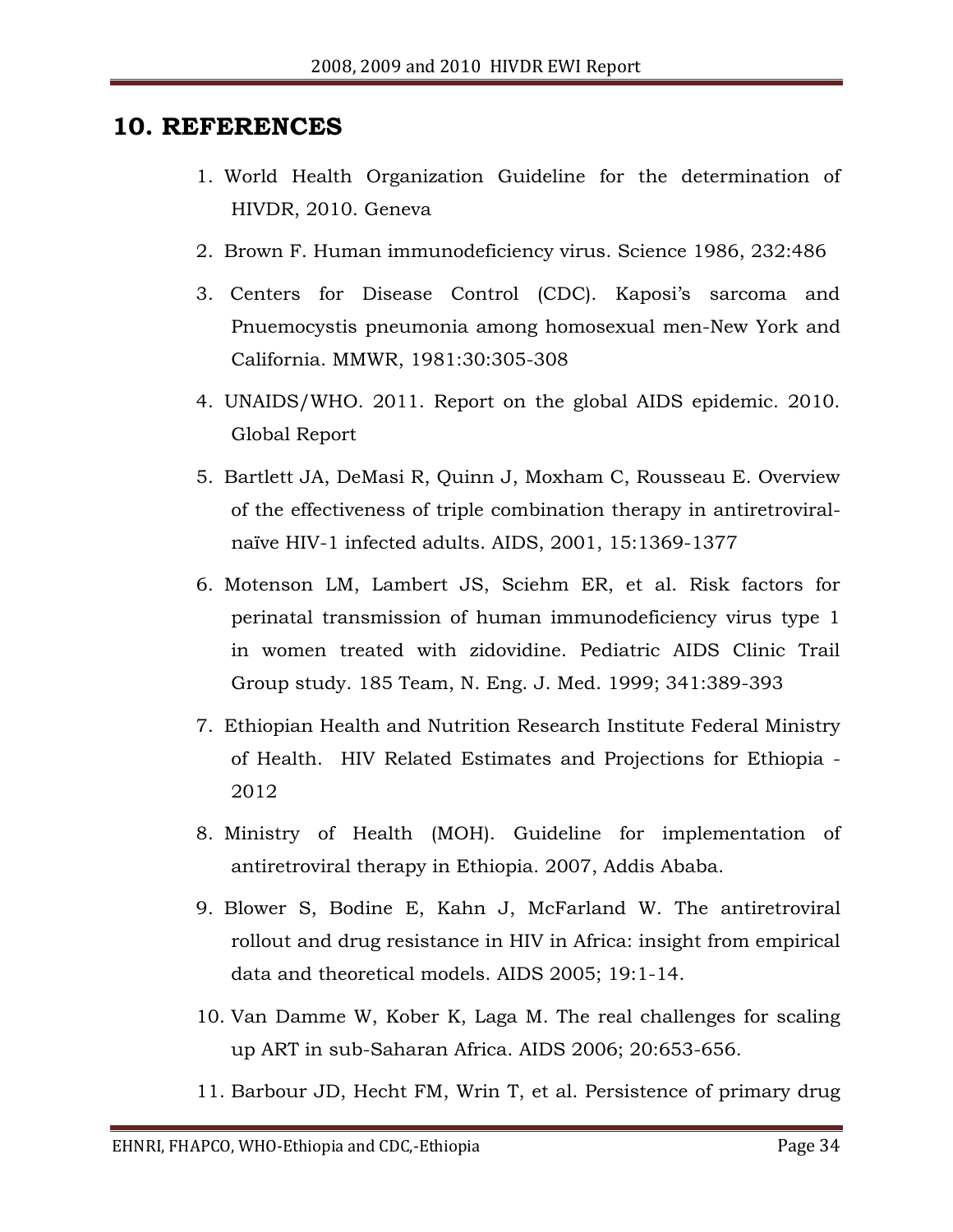## 10. REFERENCES

1. World Health Organization Guideline for the determination of HIVDR, 2010. Geneva
2. Brown F. Human immunodeficiency virus. Science 1986, 232:486
3. Centers for Disease Control (CDC). Kaposi's sarcoma and Pnuemocystis pneumonia among homosexual men-New York and California. MMWR, 1981:30:305-308
4. UNAIDS/WHO. 2011. Report on the global AIDS epidemic. 2010. Global Report
5. Bartlett JA, DeMasi R, Quinn J, Moxham C, Rousseau E. Overview of the effectiveness of triple combination therapy in antiretroviral-naïve HIV-1 infected adults. AIDS, 2001, 15:1369-1377
6. Motenson LM, Lambert JS, Sciehm ER, et al. Risk factors for perinatal transmission of human immunodeficiency virus type 1 in women treated with zidovidine. Pediatric AIDS Clinic Trail Group study. 185 Team, N. Eng. J. Med. 1999; 341:389-393
7. Ethiopian Health and Nutrition Research Institute Federal Ministry of Health. HIV Related Estimates and Projections for Ethiopia - 2012
8. Ministry of Health (MOH). Guideline for implementation of antiretroviral therapy in Ethiopia. 2007, Addis Ababa.
9. Blower S, Bodine E, Kahn J, McFarland W. The antiretroviral rollout and drug resistance in HIV in Africa: insight from empirical data and theoretical models. AIDS 2005; 19:1-14.
10. Van Damme W, Kober K, Laga M. The real challenges for scaling up ART in sub-Saharan Africa. AIDS 2006; 20:653-656.
11. Barbour JD, Hecht FM, Wrin T, et al. Persistence of primary drug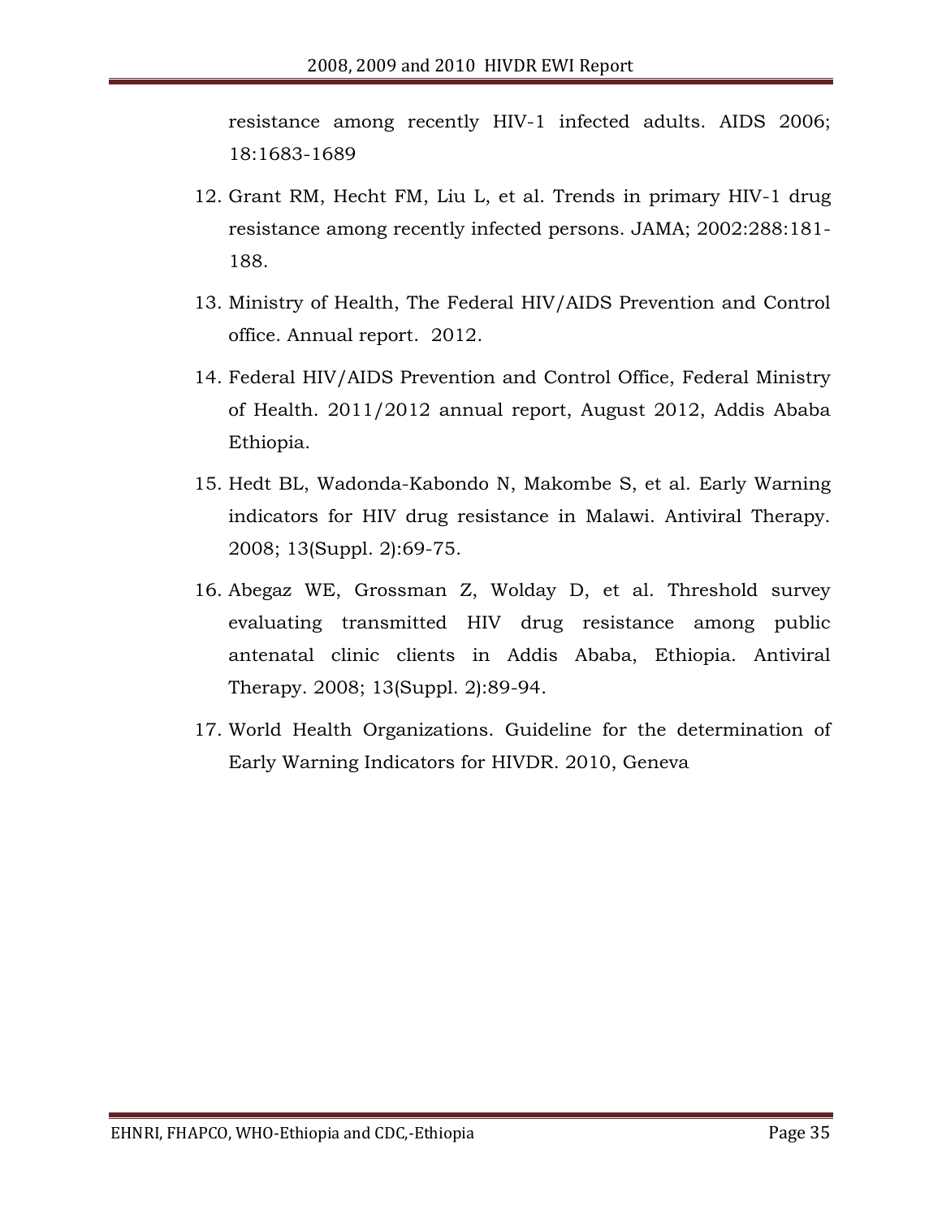resistance among recently HIV-1 infected adults. AIDS 2006; 18:1683-1689

12. Grant RM, Hecht FM, Liu L, et al. Trends in primary HIV-1 drug resistance among recently infected persons. JAMA; 2002:288:181-188.
13. Ministry of Health, The Federal HIV/AIDS Prevention and Control office. Annual report. 2012.
14. Federal HIV/AIDS Prevention and Control Office, Federal Ministry of Health. 2011/2012 annual report, August 2012, Addis Ababa Ethiopia.
15. Hedt BL, Wadonda-Kabondo N, Makombe S, et al. Early Warning indicators for HIV drug resistance in Malawi. Antiviral Therapy. 2008; 13(Suppl. 2):69-75.
16. Abegaz WE, Grossman Z, Wolday D, et al. Threshold survey evaluating transmitted HIV drug resistance among public antenatal clinic clients in Addis Ababa, Ethiopia. Antiviral Therapy. 2008; 13(Suppl. 2):89-94.
17. World Health Organizations. Guideline for the determination of Early Warning Indicators for HIVDR. 2010, Geneva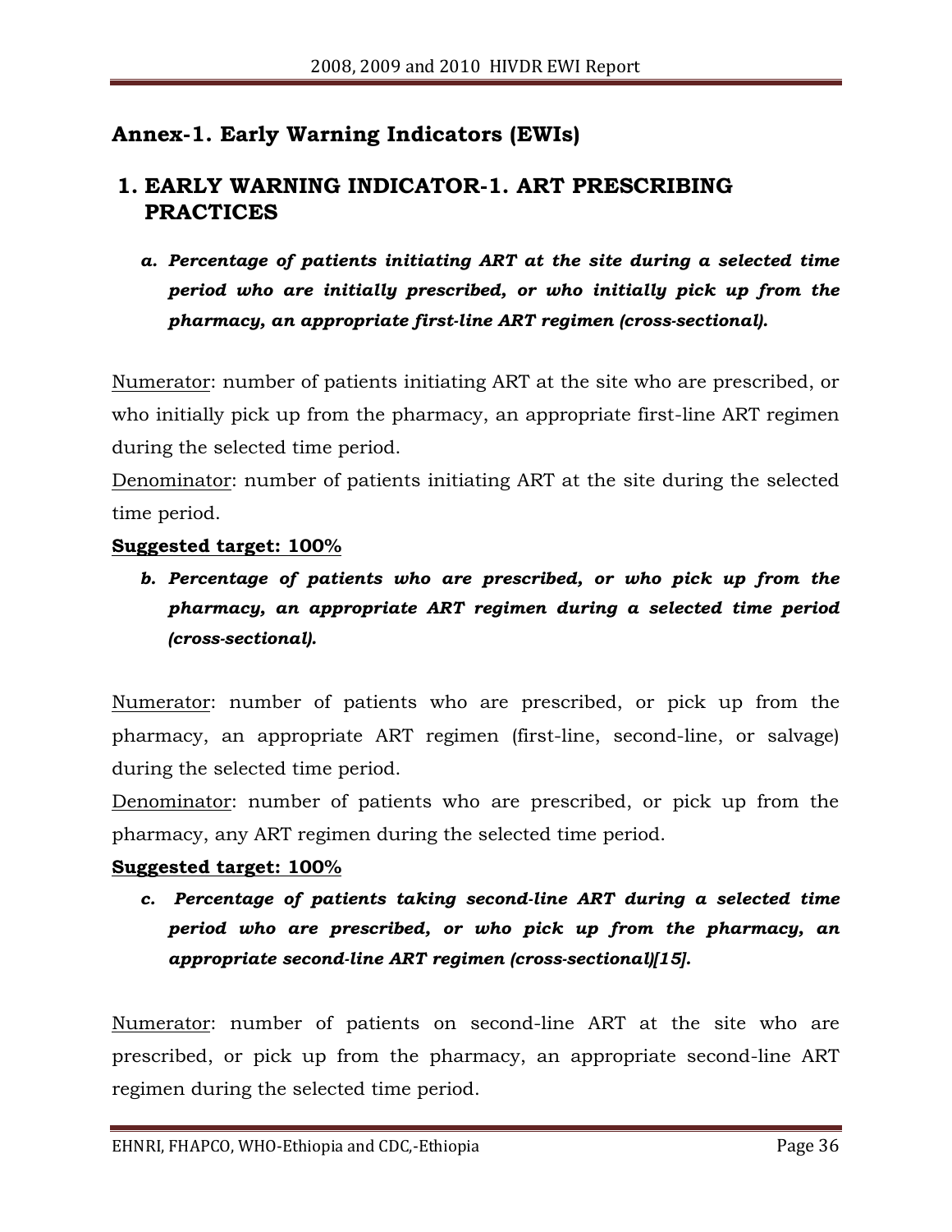## Annex-1. Early Warning Indicators (EWIs)

### 1. EARLY WARNING INDICATOR-1. ART PRESCRIBING PRACTICES

*a. **Percentage of patients initiating ART at the site during a selected time period who are initially prescribed, or who initially pick up from the pharmacy, an appropriate first-line ART regimen (cross-sectional).***

Numerator: number of patients initiating ART at the site who are prescribed, or who initially pick up from the pharmacy, an appropriate first-line ART regimen during the selected time period.

Denominator: number of patients initiating ART at the site during the selected time period.

**Suggested target: 100%**

*b. **Percentage of patients who are prescribed, or who pick up from the pharmacy, an appropriate ART regimen during a selected time period (cross-sectional).***

Numerator: number of patients who are prescribed, or pick up from the pharmacy, an appropriate ART regimen (first-line, second-line, or salvage) during the selected time period.

Denominator: number of patients who are prescribed, or pick up from the pharmacy, any ART regimen during the selected time period.

**Suggested target: 100%**

*c. **Percentage of patients taking second-line ART during a selected time period who are prescribed, or who pick up from the pharmacy, an appropriate second-line ART regimen (cross-sectional)[15].***

Numerator: number of patients on second-line ART at the site who are prescribed, or pick up from the pharmacy, an appropriate second-line ART regimen during the selected time period.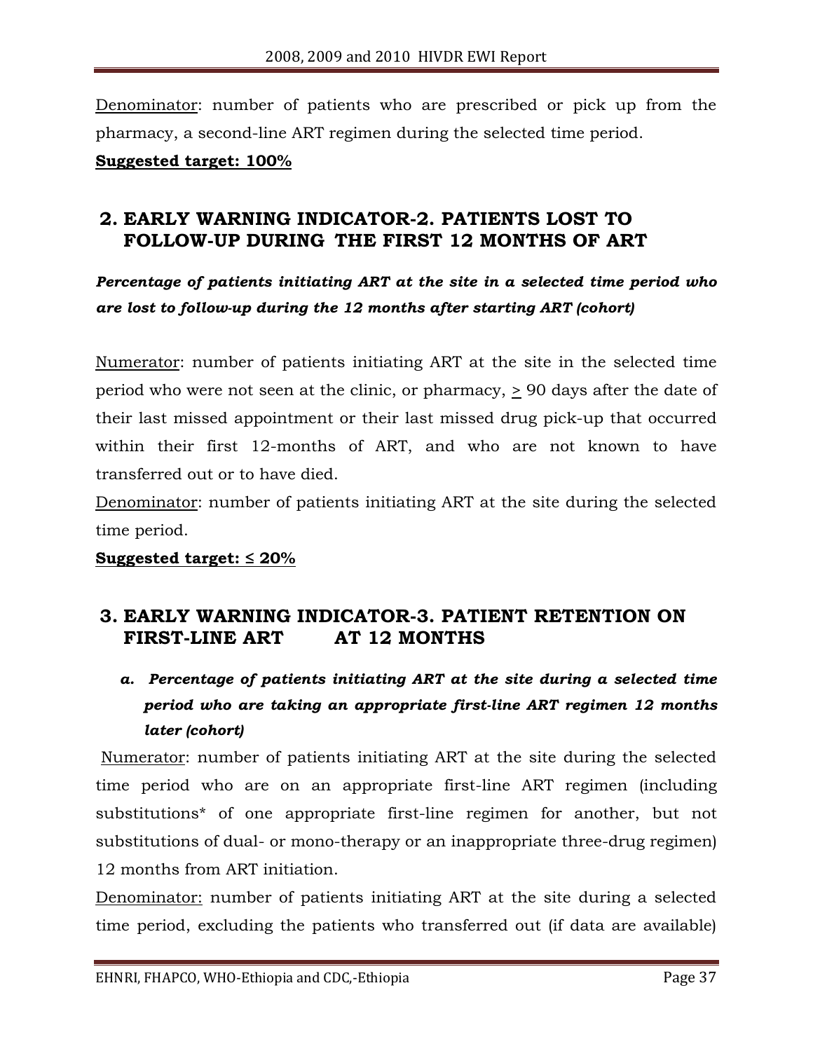Denominator: number of patients who are prescribed or pick up from the pharmacy, a second-line ART regimen during the selected time period.

**Suggested target: 100%**

## 2. EARLY WARNING INDICATOR-2. PATIENTS LOST TO FOLLOW-UP DURING THE FIRST 12 MONTHS OF ART

***Percentage of patients initiating ART at the site in a selected time period who are lost to follow-up during the 12 months after starting ART (cohort)***

Numerator: number of patients initiating ART at the site in the selected time period who were not seen at the clinic, or pharmacy, $\geq$ 90 days after the date of their last missed appointment or their last missed drug pick-up that occurred within their first 12-months of ART, and who are not known to have transferred out or to have died.

Denominator: number of patients initiating ART at the site during the selected time period.

**Suggested target: ≤ 20%**

## 3. EARLY WARNING INDICATOR-3. PATIENT RETENTION ON FIRST-LINE ART AT 12 MONTHS

a. ***Percentage of patients initiating ART at the site during a selected time period who are taking an appropriate first-line ART regimen 12 months later (cohort)***

Numerator: number of patients initiating ART at the site during the selected time period who are on an appropriate first-line ART regimen (including substitutions* of one appropriate first-line regimen for another, but not substitutions of dual- or mono-therapy or an inappropriate three-drug regimen) 12 months from ART initiation.

Denominator: number of patients initiating ART at the site during a selected time period, excluding the patients who transferred out (if data are available)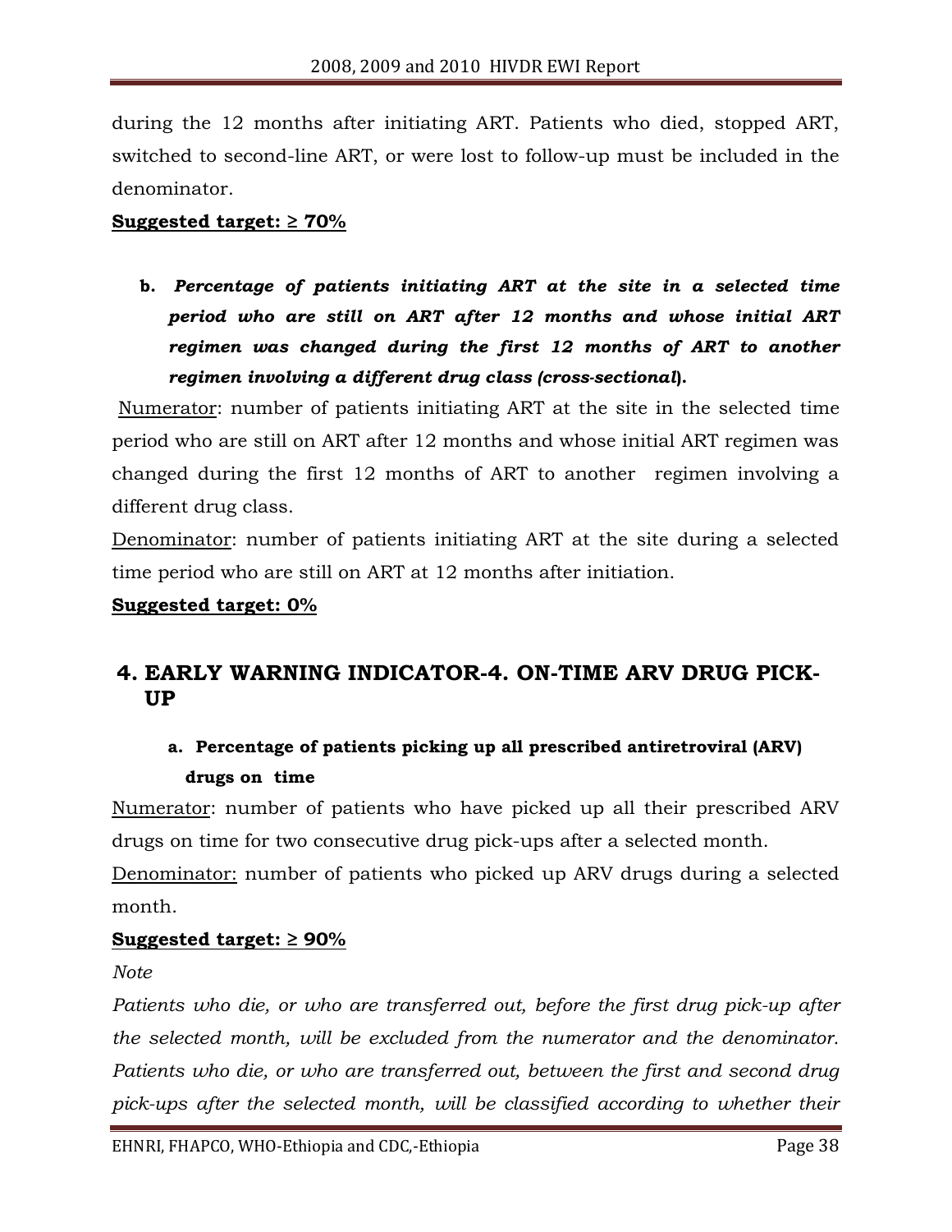during the 12 months after initiating ART. Patients who died, stopped ART, switched to second-line ART, or were lost to follow-up must be included in the denominator.

**Suggested target: ≥ 70%**

**b.** ***Percentage of patients initiating ART at the site in a selected time period who are still on ART after 12 months and whose initial ART regimen was changed during the first 12 months of ART to another regimen involving a different drug class (cross-sectional).***

Numerator: number of patients initiating ART at the site in the selected time period who are still on ART after 12 months and whose initial ART regimen was changed during the first 12 months of ART to another regimen involving a different drug class.

Denominator: number of patients initiating ART at the site during a selected time period who are still on ART at 12 months after initiation.

**Suggested target: 0%**

## 4. EARLY WARNING INDICATOR-4. ON-TIME ARV DRUG PICK-UP

**a. Percentage of patients picking up all prescribed antiretroviral (ARV) drugs on time**

Numerator: number of patients who have picked up all their prescribed ARV drugs on time for two consecutive drug pick-ups after a selected month.

Denominator: number of patients who picked up ARV drugs during a selected month.

**Suggested target: ≥ 90%**

*Note*

*Patients who die, or who are transferred out, before the first drug pick-up after the selected month, will be excluded from the numerator and the denominator. Patients who die, or who are transferred out, between the first and second drug pick-ups after the selected month, will be classified according to whether their*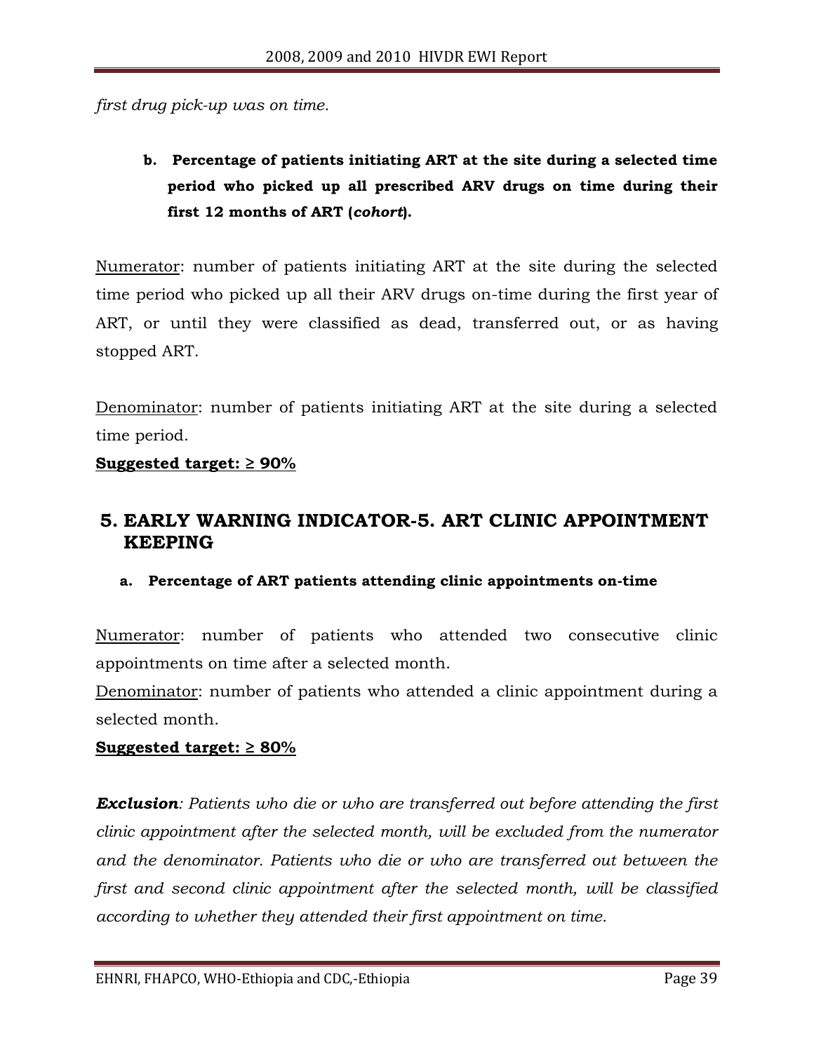*first drug pick-up was on time.*

**b. Percentage of patients initiating ART at the site during a selected time period who picked up all prescribed ARV drugs on time during their first 12 months of ART (*cohort*).**

Numerator: number of patients initiating ART at the site during the selected time period who picked up all their ARV drugs on-time during the first year of ART, or until they were classified as dead, transferred out, or as having stopped ART.

Denominator: number of patients initiating ART at the site during a selected time period.

**Suggested target: ≥ 90%**

## 5. EARLY WARNING INDICATOR-5. ART CLINIC APPOINTMENT KEEPING

**a. Percentage of ART patients attending clinic appointments on-time**

Numerator: number of patients who attended two consecutive clinic appointments on time after a selected month.

Denominator: number of patients who attended a clinic appointment during a selected month.

**Suggested target: ≥ 80%**

***Exclusion****: Patients who die or who are transferred out before attending the first clinic appointment after the selected month, will be excluded from the numerator and the denominator. Patients who die or who are transferred out between the first and second clinic appointment after the selected month, will be classified according to whether they attended their first appointment on time.*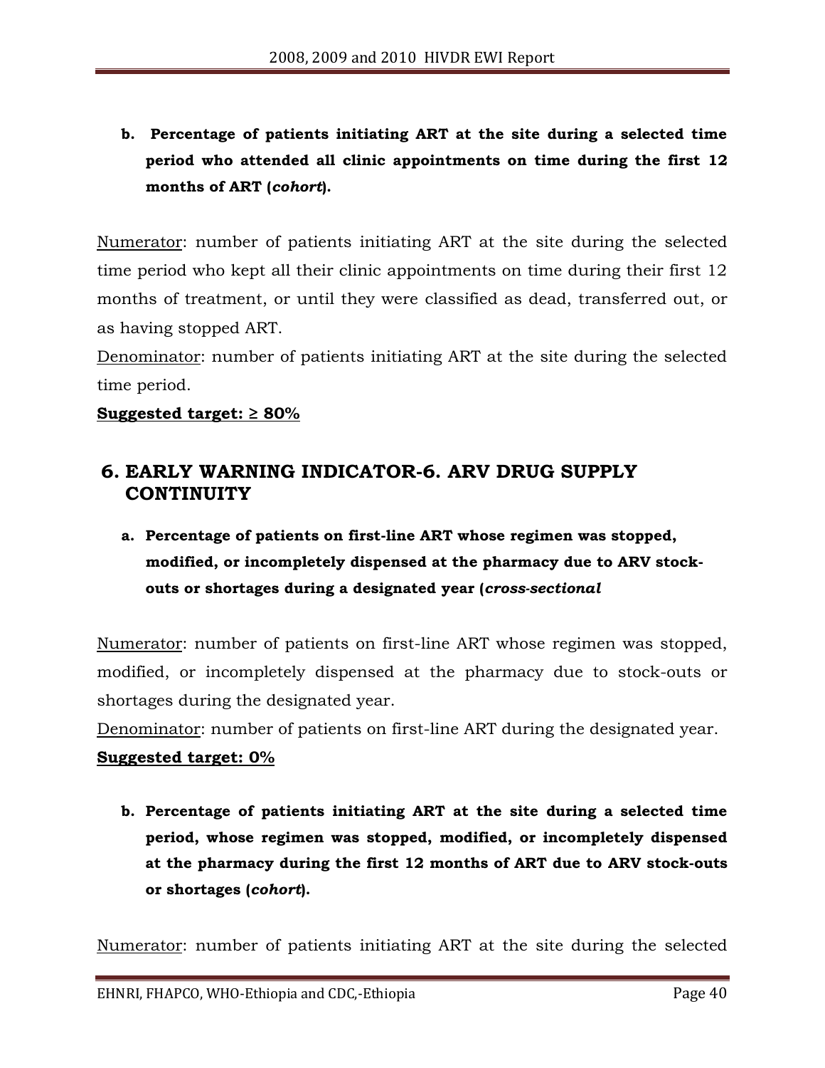**b. Percentage of patients initiating ART at the site during a selected time period who attended all clinic appointments on time during the first 12 months of ART (*cohort*).**

Numerator: number of patients initiating ART at the site during the selected time period who kept all their clinic appointments on time during their first 12 months of treatment, or until they were classified as dead, transferred out, or as having stopped ART.

Denominator: number of patients initiating ART at the site during the selected time period.

**Suggested target: ≥ 80%**

## 6. EARLY WARNING INDICATOR-6. ARV DRUG SUPPLY CONTINUITY

**a. Percentage of patients on first-line ART whose regimen was stopped, modified, or incompletely dispensed at the pharmacy due to ARV stock-outs or shortages during a designated year (*cross-sectional***

Numerator: number of patients on first-line ART whose regimen was stopped, modified, or incompletely dispensed at the pharmacy due to stock-outs or shortages during the designated year.

Denominator: number of patients on first-line ART during the designated year.

**Suggested target: 0%**

**b. Percentage of patients initiating ART at the site during a selected time period, whose regimen was stopped, modified, or incompletely dispensed at the pharmacy during the first 12 months of ART due to ARV stock-outs or shortages (*cohort*).**

Numerator: number of patients initiating ART at the site during the selected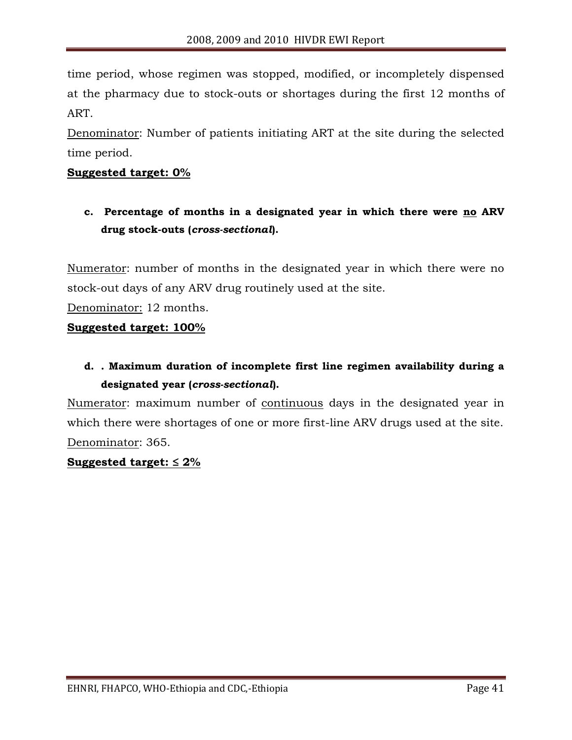time period, whose regimen was stopped, modified, or incompletely dispensed at the pharmacy due to stock-outs or shortages during the first 12 months of ART.

Denominator: Number of patients initiating ART at the site during the selected time period.

**Suggested target: 0%**

c. **Percentage of months in a designated year in which there were no ARV drug stock-outs (*cross-sectional*).**

Numerator: number of months in the designated year in which there were no stock-out days of any ARV drug routinely used at the site.

Denominator: 12 months.

**Suggested target: 100%**

d. **. Maximum duration of incomplete first line regimen availability during a designated year (*cross-sectional*).**

Numerator: maximum number of continuous days in the designated year in which there were shortages of one or more first-line ARV drugs used at the site.

Denominator: 365.

**Suggested target: ≤ 2%**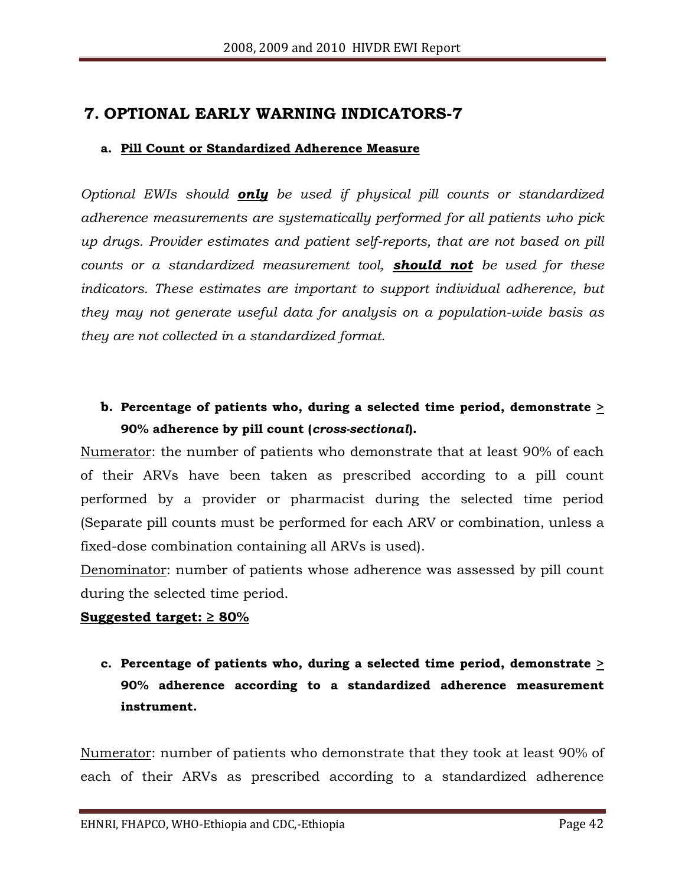# 7. OPTIONAL EARLY WARNING INDICATORS-7

**a. Pill Count or Standardized Adherence Measure**

*Optional EWIs should* ***only*** *be used if physical pill counts or standardized adherence measurements are systematically performed for all patients who pick up drugs. Provider estimates and patient self-reports, that are not based on pill counts or a standardized measurement tool,* ***should not*** *be used for these indicators. These estimates are important to support individual adherence, but they may not generate useful data for analysis on a population-wide basis as they are not collected in a standardized format.*

**b. Percentage of patients who, during a selected time period, demonstrate ≥ 90% adherence by pill count (*cross-sectional*).**

Numerator: the number of patients who demonstrate that at least 90% of each of their ARVs have been taken as prescribed according to a pill count performed by a provider or pharmacist during the selected time period (Separate pill counts must be performed for each ARV or combination, unless a fixed-dose combination containing all ARVs is used).

Denominator: number of patients whose adherence was assessed by pill count during the selected time period.

**Suggested target: ≥ 80%**

**c. Percentage of patients who, during a selected time period, demonstrate ≥ 90% adherence according to a standardized adherence measurement instrument.**

Numerator: number of patients who demonstrate that they took at least 90% of each of their ARVs as prescribed according to a standardized adherence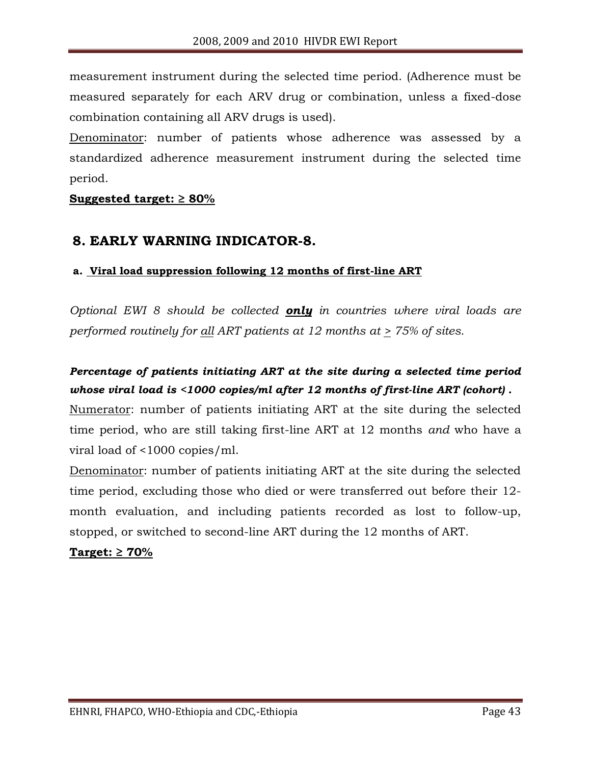measurement instrument during the selected time period. (Adherence must be measured separately for each ARV drug or combination, unless a fixed-dose combination containing all ARV drugs is used).

Denominator: number of patients whose adherence was assessed by a standardized adherence measurement instrument during the selected time period.

**Suggested target: ≥ 80%**

## 8. EARLY WARNING INDICATOR-8.

### a. Viral load suppression following 12 months of first-line ART

*Optional EWI 8 should be collected **only** in countries where viral loads are performed routinely for all ART patients at 12 months at ≥ 75% of sites.*

***Percentage of patients initiating ART at the site during a selected time period whose viral load is <1000 copies/ml after 12 months of first-line ART (cohort) .***

Numerator: number of patients initiating ART at the site during the selected time period, who are still taking first-line ART at 12 months *and* who have a viral load of <1000 copies/ml.

Denominator: number of patients initiating ART at the site during the selected time period, excluding those who died or were transferred out before their 12-month evaluation, and including patients recorded as lost to follow-up, stopped, or switched to second-line ART during the 12 months of ART.

**Target: ≥ 70%**